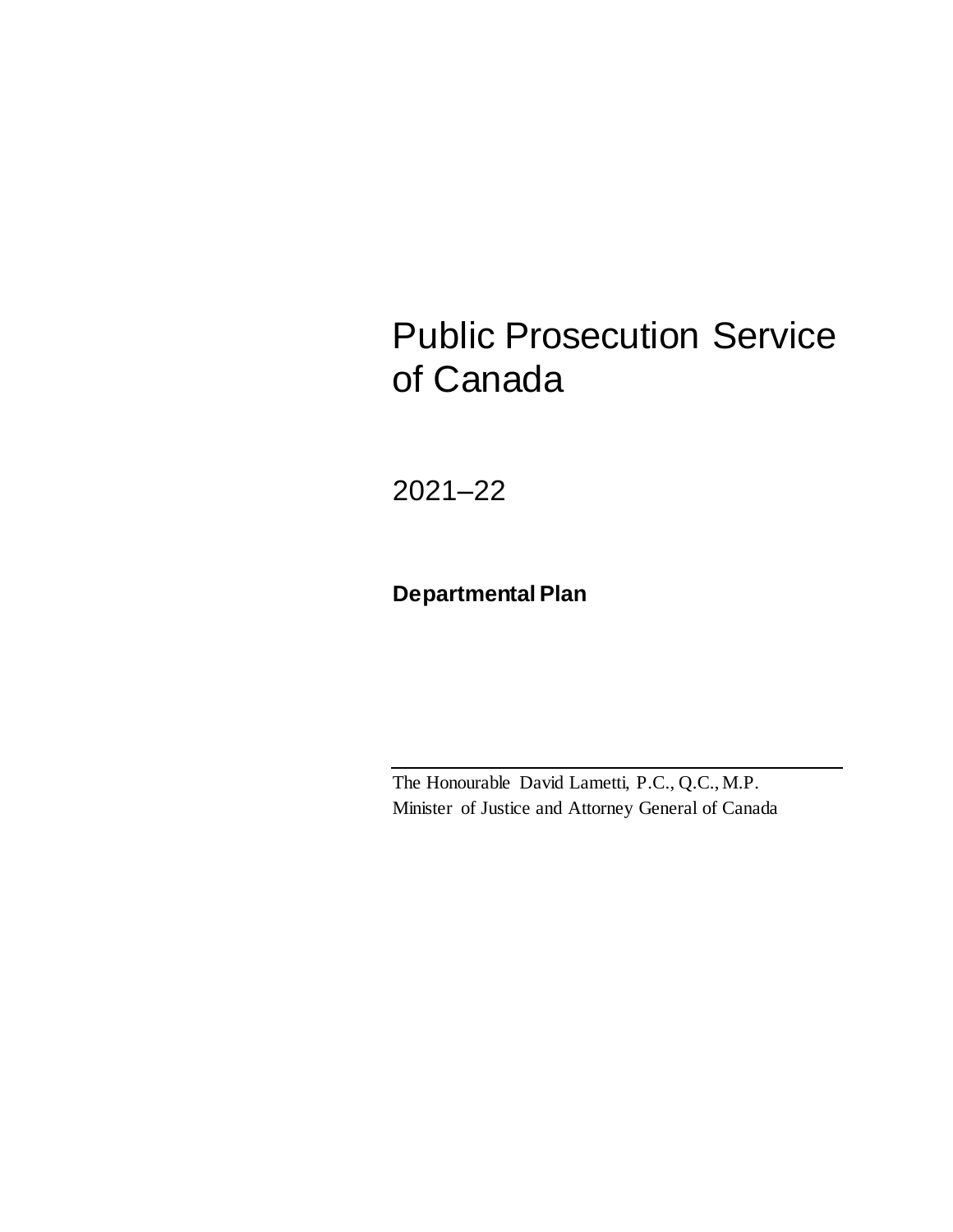# Public Prosecution Service of Canada

2021–22

**Departmental Plan**

---

The Honourable David Lametti, P.C., Q.C., M.P.
Minister of Justice and Attorney General of Canada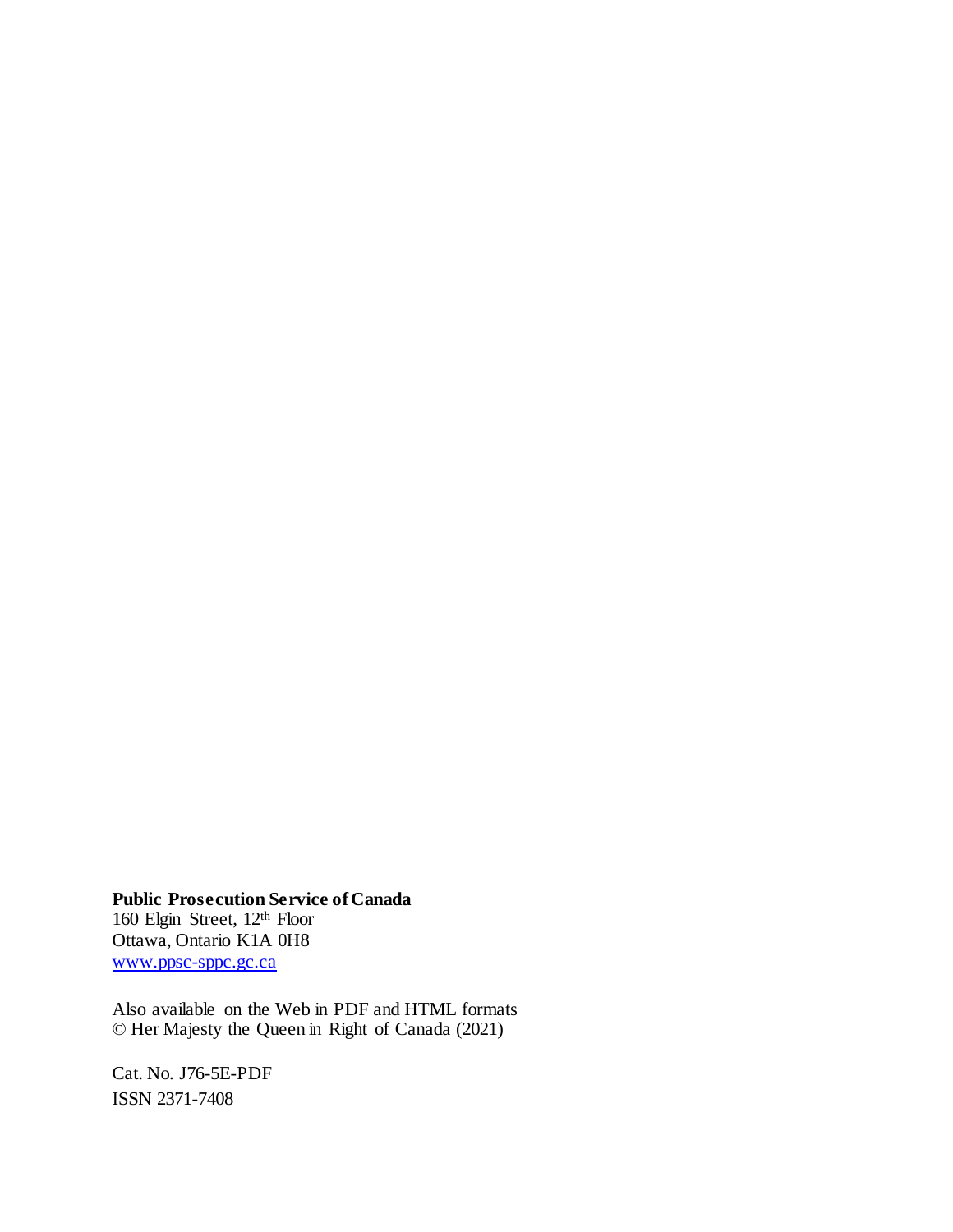**Public Prosecution Service of Canada**
160 Elgin Street, 12th Floor
Ottawa, Ontario K1A 0H8
[www.ppsc-sppc.gc.ca](http://www.ppsc-sppc.gc.ca)

Also available on the Web in PDF and HTML formats
© Her Majesty the Queen in Right of Canada (2021)

Cat. No. J76-5E-PDF
ISSN 2371-7408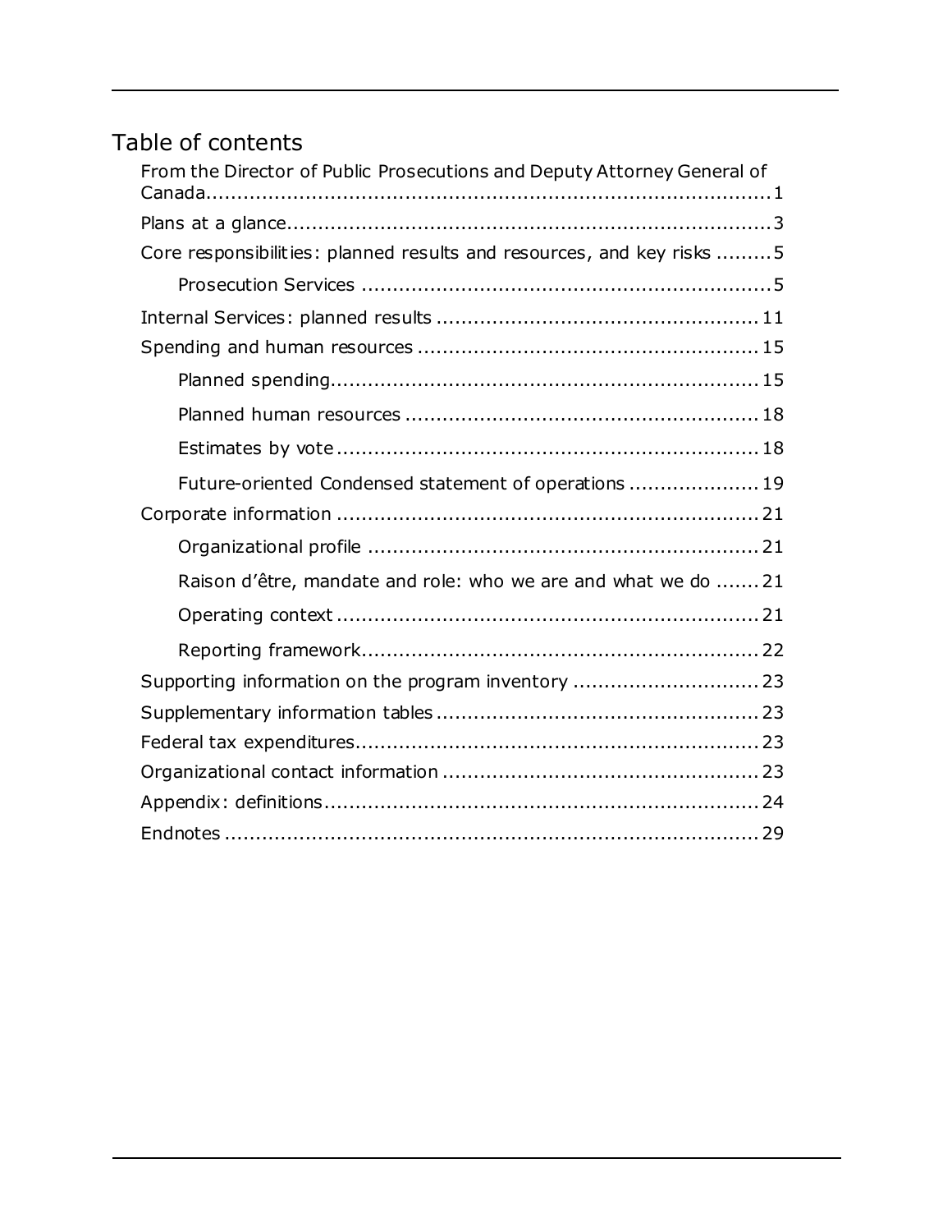# Table of contents

- From the Director of Public Prosecutions and Deputy Attorney General of Canada........................................................................................1
- Plans at a glance.............................................................................3
- Core responsibilities: planned results and resources, and key risks .........5
  - Prosecution Services .................................................................5
- Internal Services: planned results ...................................................11
- Spending and human resources ......................................................15
  - Planned spending....................................................................15
  - Planned human resources .........................................................18
  - Estimates by vote ...................................................................18
  - Future-oriented Condensed statement of operations .....................19
- Corporate information ...................................................................21
  - Organizational profile ..............................................................21
  - Raison d'être, mandate and role: who we are and what we do .......21
  - Operating context ...................................................................21
  - Reporting framework...............................................................22
- Supporting information on the program inventory .............................23
- Supplementary information tables ...................................................23
- Federal tax expenditures................................................................23
- Organizational contact information ..................................................23
- Appendix: definitions.....................................................................24
- Endnotes .....................................................................................29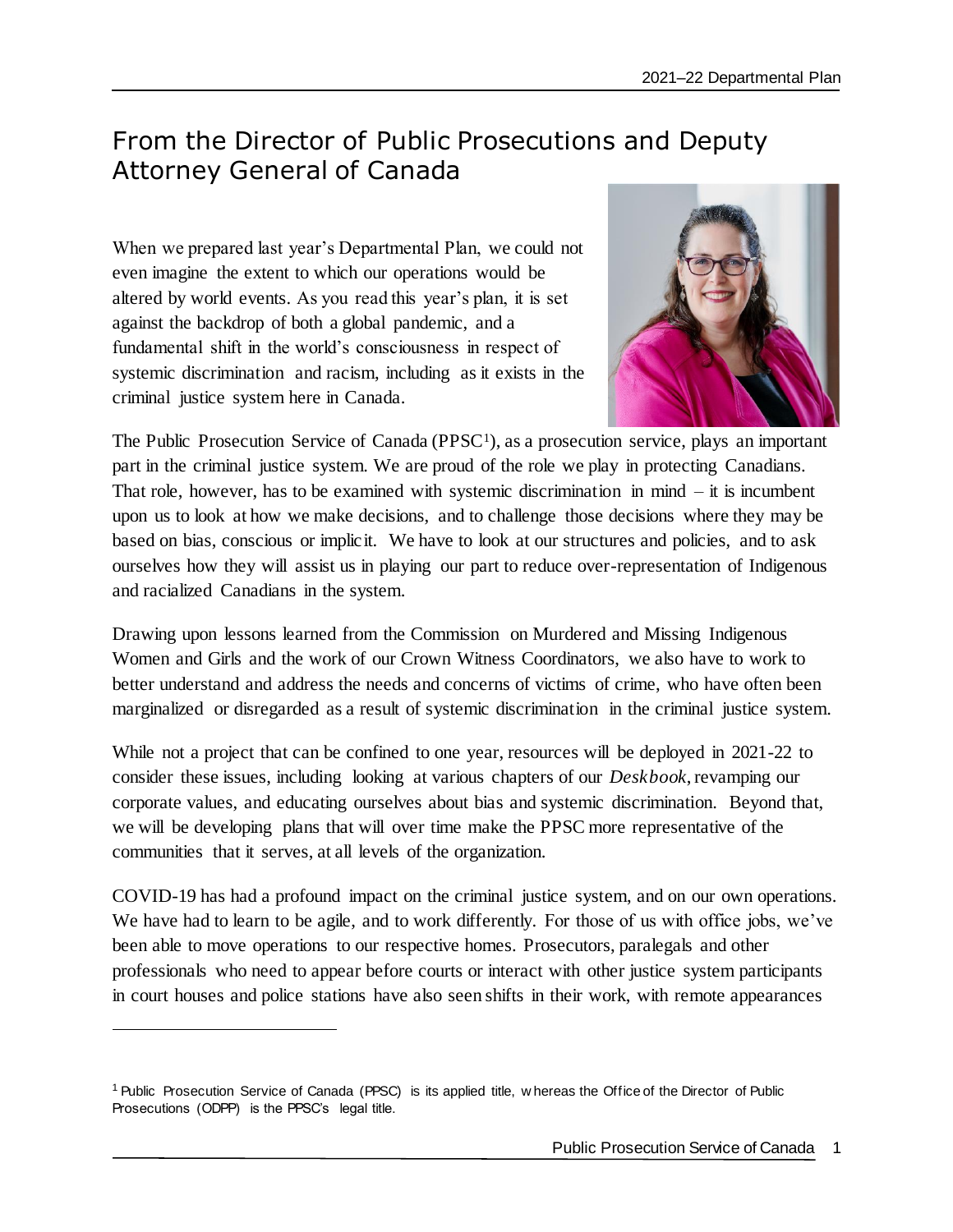# From the Director of Public Prosecutions and Deputy Attorney General of Canada

When we prepared last year's Departmental Plan, we could not even imagine the extent to which our operations would be altered by world events. As you read this year's plan, it is set against the backdrop of both a global pandemic, and a fundamental shift in the world's consciousness in respect of systemic discrimination and racism, including as it exists in the criminal justice system here in Canada.

The Public Prosecution Service of Canada (PPSC[1]), as a prosecution service, plays an important part in the criminal justice system. We are proud of the role we play in protecting Canadians. That role, however, has to be examined with systemic discrimination in mind – it is incumbent upon us to look at how we make decisions, and to challenge those decisions where they may be based on bias, conscious or implicit. We have to look at our structures and policies, and to ask ourselves how they will assist us in playing our part to reduce over-representation of Indigenous and racialized Canadians in the system.

Drawing upon lessons learned from the Commission on Murdered and Missing Indigenous Women and Girls and the work of our Crown Witness Coordinators, we also have to work to better understand and address the needs and concerns of victims of crime, who have often been marginalized or disregarded as a result of systemic discrimination in the criminal justice system.

While not a project that can be confined to one year, resources will be deployed in 2021-22 to consider these issues, including looking at various chapters of our *Deskbook*, revamping our corporate values, and educating ourselves about bias and systemic discrimination. Beyond that, we will be developing plans that will over time make the PPSC more representative of the communities that it serves, at all levels of the organization.

COVID-19 has had a profound impact on the criminal justice system, and on our own operations. We have had to learn to be agile, and to work differently. For those of us with office jobs, we've been able to move operations to our respective homes. Prosecutors, paralegals and other professionals who need to appear before courts or interact with other justice system participants in court houses and police stations have also seen shifts in their work, with remote appearances

[1] Public Prosecution Service of Canada (PPSC) is its applied title, whereas the Office of the Director of Public Prosecutions (ODPP) is the PPSC's legal title.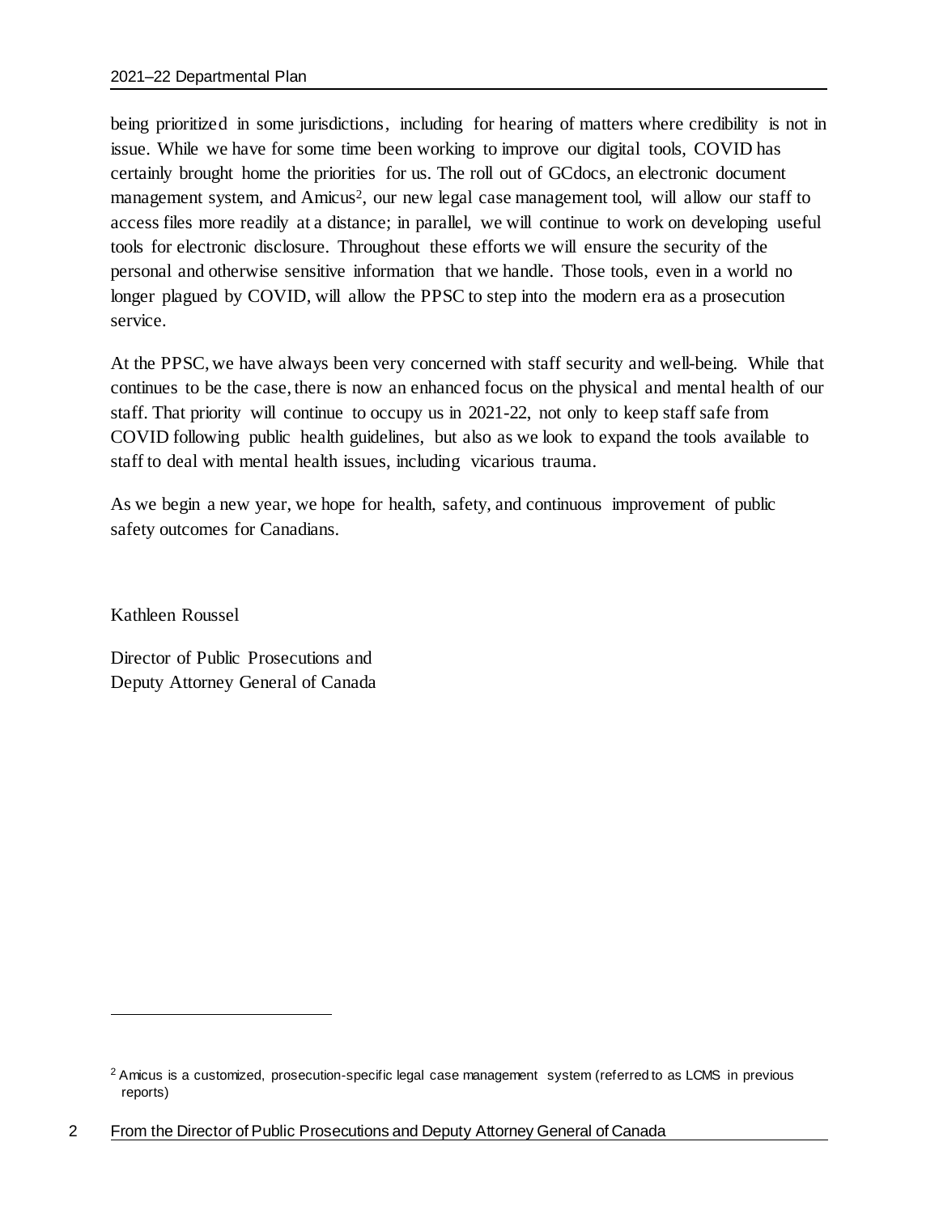being prioritized in some jurisdictions, including for hearing of matters where credibility is not in issue. While we have for some time been working to improve our digital tools, COVID has certainly brought home the priorities for us. The roll out of GCdocs, an electronic document management system, and Amicus[2], our new legal case management tool, will allow our staff to access files more readily at a distance; in parallel, we will continue to work on developing useful tools for electronic disclosure. Throughout these efforts we will ensure the security of the personal and otherwise sensitive information that we handle. Those tools, even in a world no longer plagued by COVID, will allow the PPSC to step into the modern era as a prosecution service.

At the PPSC, we have always been very concerned with staff security and well-being. While that continues to be the case, there is now an enhanced focus on the physical and mental health of our staff. That priority will continue to occupy us in 2021-22, not only to keep staff safe from COVID following public health guidelines, but also as we look to expand the tools available to staff to deal with mental health issues, including vicarious trauma.

As we begin a new year, we hope for health, safety, and continuous improvement of public safety outcomes for Canadians.

Kathleen Roussel

Director of Public Prosecutions and
Deputy Attorney General of Canada

---

[2] Amicus is a customized, prosecution-specific legal case management system (referred to as LCMS in previous reports)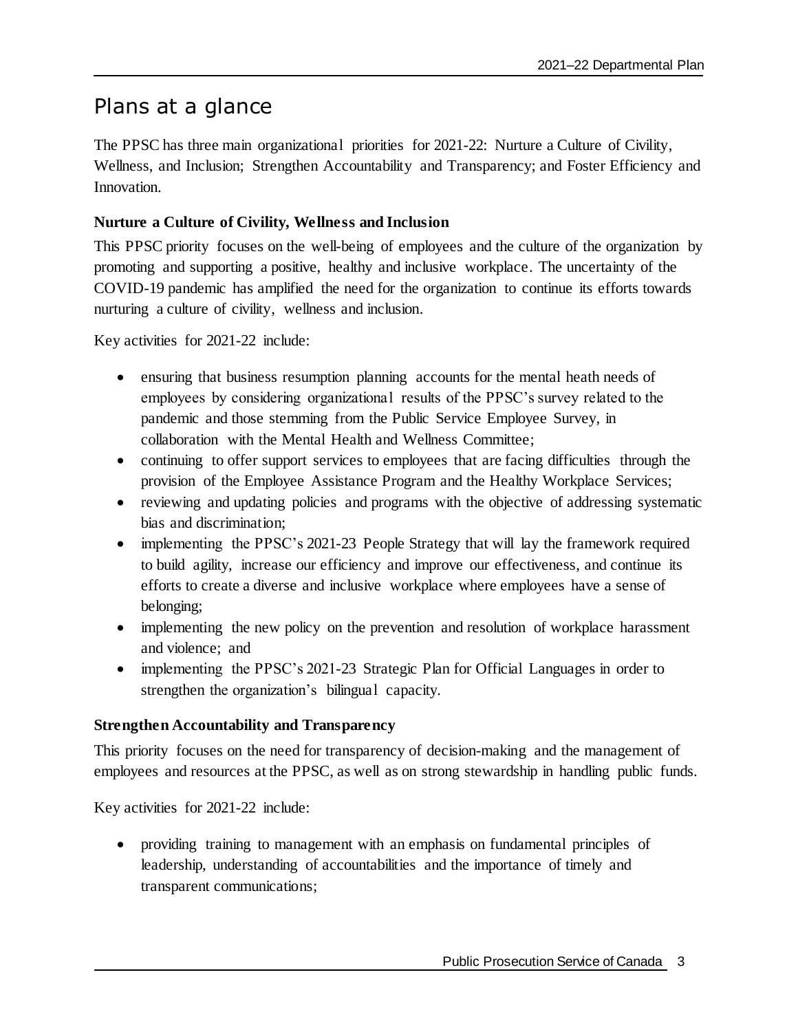# Plans at a glance

The PPSC has three main organizational priorities for 2021-22: Nurture a Culture of Civility, Wellness, and Inclusion; Strengthen Accountability and Transparency; and Foster Efficiency and Innovation.

**Nurture a Culture of Civility, Wellness and Inclusion**

This PPSC priority focuses on the well-being of employees and the culture of the organization by promoting and supporting a positive, healthy and inclusive workplace. The uncertainty of the COVID-19 pandemic has amplified the need for the organization to continue its efforts towards nurturing a culture of civility, wellness and inclusion.

Key activities for 2021-22 include:

- ensuring that business resumption planning accounts for the mental heath needs of employees by considering organizational results of the PPSC's survey related to the pandemic and those stemming from the Public Service Employee Survey, in collaboration with the Mental Health and Wellness Committee;
- continuing to offer support services to employees that are facing difficulties through the provision of the Employee Assistance Program and the Healthy Workplace Services;
- reviewing and updating policies and programs with the objective of addressing systematic bias and discrimination;
- implementing the PPSC's 2021-23 People Strategy that will lay the framework required to build agility, increase our efficiency and improve our effectiveness, and continue its efforts to create a diverse and inclusive workplace where employees have a sense of belonging;
- implementing the new policy on the prevention and resolution of workplace harassment and violence; and
- implementing the PPSC's 2021-23 Strategic Plan for Official Languages in order to strengthen the organization's bilingual capacity.

**Strengthen Accountability and Transparency**

This priority focuses on the need for transparency of decision-making and the management of employees and resources at the PPSC, as well as on strong stewardship in handling public funds.

Key activities for 2021-22 include:

- providing training to management with an emphasis on fundamental principles of leadership, understanding of accountabilities and the importance of timely and transparent communications;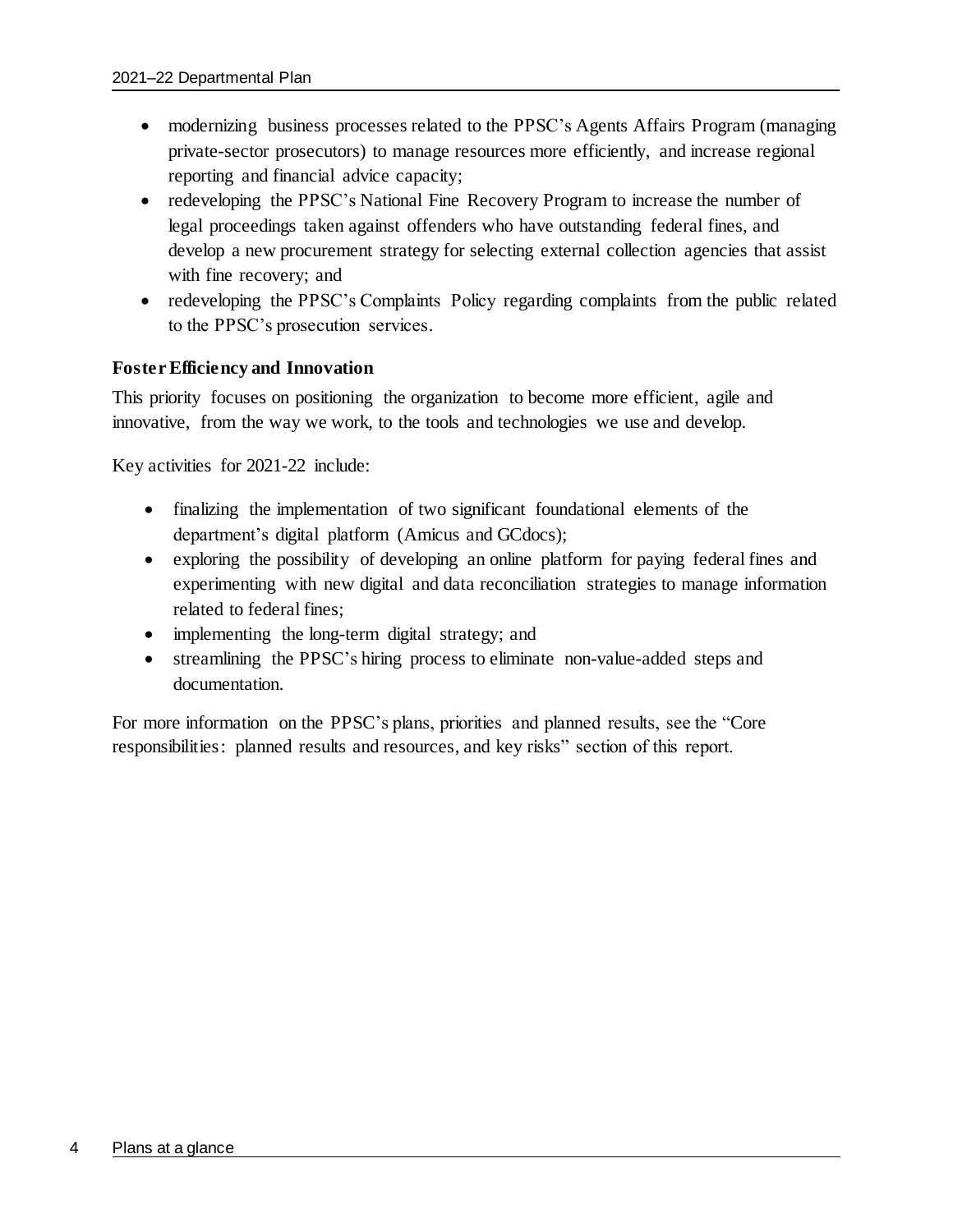- modernizing business processes related to the PPSC's Agents Affairs Program (managing private-sector prosecutors) to manage resources more efficiently, and increase regional reporting and financial advice capacity;
- redeveloping the PPSC's National Fine Recovery Program to increase the number of legal proceedings taken against offenders who have outstanding federal fines, and develop a new procurement strategy for selecting external collection agencies that assist with fine recovery; and
- redeveloping the PPSC's Complaints Policy regarding complaints from the public related to the PPSC's prosecution services.

**Foster Efficiency and Innovation**

This priority focuses on positioning the organization to become more efficient, agile and innovative, from the way we work, to the tools and technologies we use and develop.

Key activities for 2021-22 include:

- finalizing the implementation of two significant foundational elements of the department's digital platform (Amicus and GCdocs);
- exploring the possibility of developing an online platform for paying federal fines and experimenting with new digital and data reconciliation strategies to manage information related to federal fines;
- implementing the long-term digital strategy; and
- streamlining the PPSC's hiring process to eliminate non-value-added steps and documentation.

For more information on the PPSC's plans, priorities and planned results, see the "Core responsibilities: planned results and resources, and key risks" section of this report.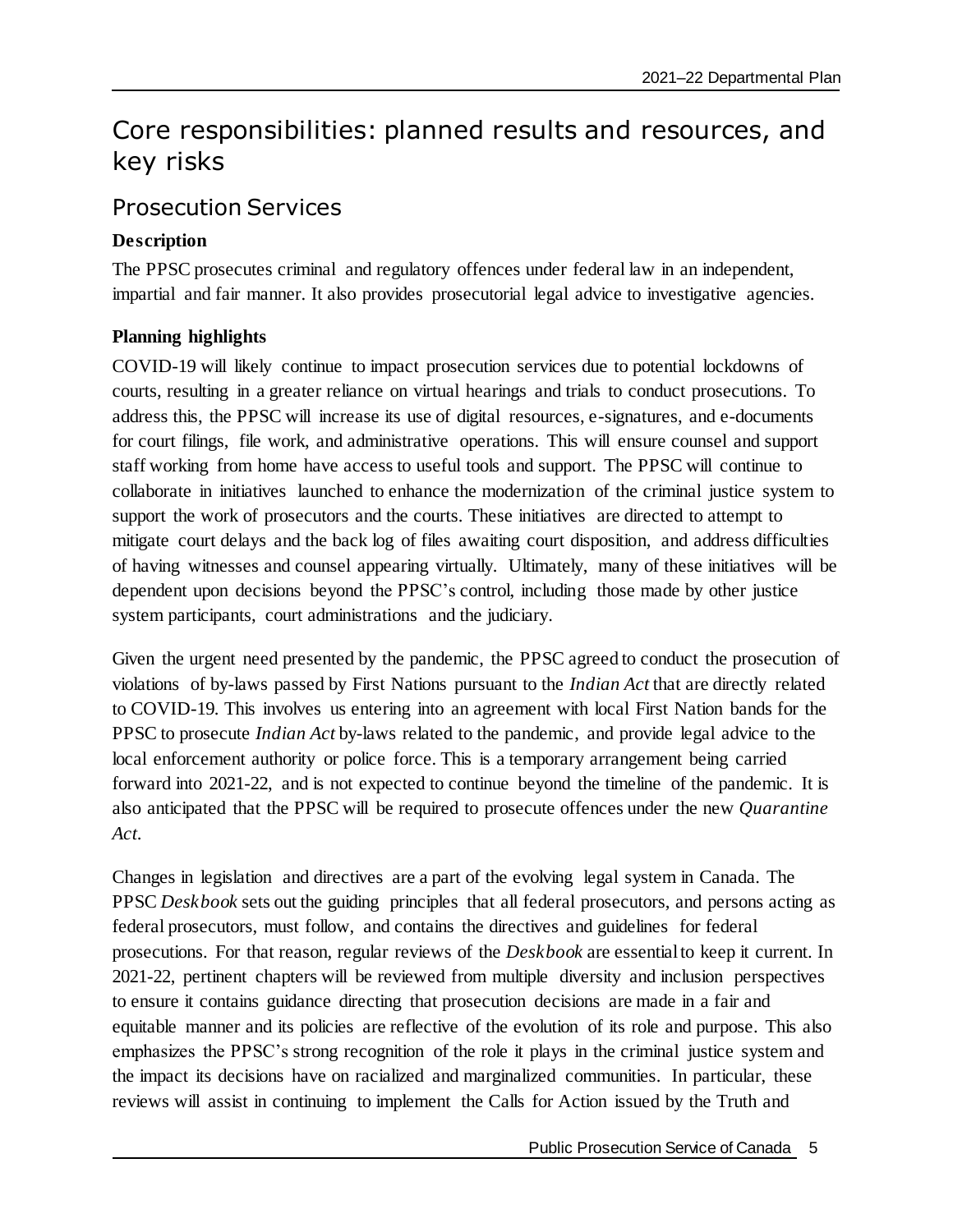# Core responsibilities: planned results and resources, and key risks

## Prosecution Services

**Description**

The PPSC prosecutes criminal and regulatory offences under federal law in an independent, impartial and fair manner. It also provides prosecutorial legal advice to investigative agencies.

**Planning highlights**

COVID-19 will likely continue to impact prosecution services due to potential lockdowns of courts, resulting in a greater reliance on virtual hearings and trials to conduct prosecutions. To address this, the PPSC will increase its use of digital resources, e-signatures, and e-documents for court filings, file work, and administrative operations. This will ensure counsel and support staff working from home have access to useful tools and support. The PPSC will continue to collaborate in initiatives launched to enhance the modernization of the criminal justice system to support the work of prosecutors and the courts. These initiatives are directed to attempt to mitigate court delays and the back log of files awaiting court disposition, and address difficulties of having witnesses and counsel appearing virtually. Ultimately, many of these initiatives will be dependent upon decisions beyond the PPSC's control, including those made by other justice system participants, court administrations and the judiciary.

Given the urgent need presented by the pandemic, the PPSC agreed to conduct the prosecution of violations of by-laws passed by First Nations pursuant to the *Indian Act* that are directly related to COVID-19. This involves us entering into an agreement with local First Nation bands for the PPSC to prosecute *Indian Act* by-laws related to the pandemic, and provide legal advice to the local enforcement authority or police force. This is a temporary arrangement being carried forward into 2021-22, and is not expected to continue beyond the timeline of the pandemic. It is also anticipated that the PPSC will be required to prosecute offences under the new *Quarantine Act*.

Changes in legislation and directives are a part of the evolving legal system in Canada. The PPSC *Deskbook* sets out the guiding principles that all federal prosecutors, and persons acting as federal prosecutors, must follow, and contains the directives and guidelines for federal prosecutions. For that reason, regular reviews of the *Deskbook* are essential to keep it current. In 2021-22, pertinent chapters will be reviewed from multiple diversity and inclusion perspectives to ensure it contains guidance directing that prosecution decisions are made in a fair and equitable manner and its policies are reflective of the evolution of its role and purpose. This also emphasizes the PPSC's strong recognition of the role it plays in the criminal justice system and the impact its decisions have on racialized and marginalized communities. In particular, these reviews will assist in continuing to implement the Calls for Action issued by the Truth and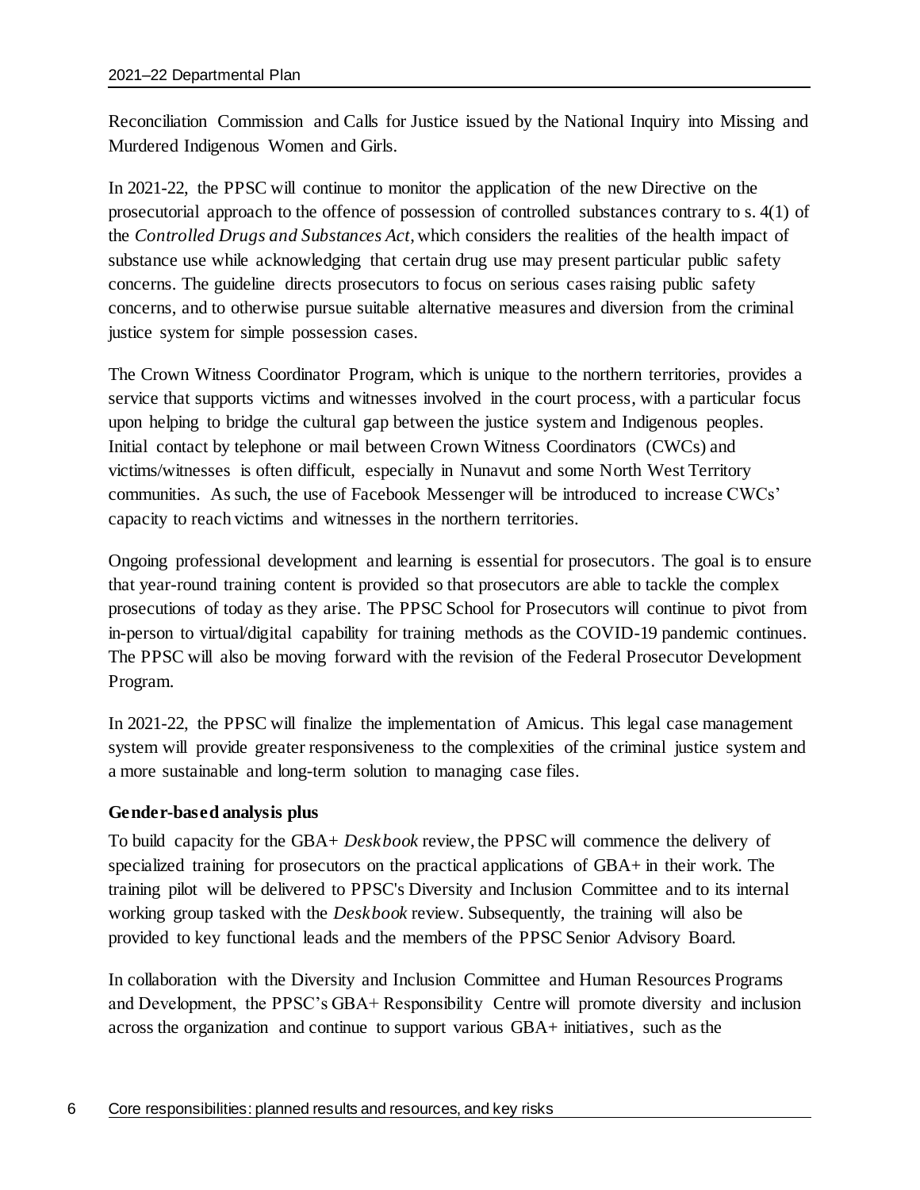Reconciliation Commission and Calls for Justice issued by the National Inquiry into Missing and Murdered Indigenous Women and Girls.

In 2021-22, the PPSC will continue to monitor the application of the new Directive on the prosecutorial approach to the offence of possession of controlled substances contrary to s. 4(1) of the *Controlled Drugs and Substances Act*, which considers the realities of the health impact of substance use while acknowledging that certain drug use may present particular public safety concerns. The guideline directs prosecutors to focus on serious cases raising public safety concerns, and to otherwise pursue suitable alternative measures and diversion from the criminal justice system for simple possession cases.

The Crown Witness Coordinator Program, which is unique to the northern territories, provides a service that supports victims and witnesses involved in the court process, with a particular focus upon helping to bridge the cultural gap between the justice system and Indigenous peoples. Initial contact by telephone or mail between Crown Witness Coordinators (CWCs) and victims/witnesses is often difficult, especially in Nunavut and some North West Territory communities. As such, the use of Facebook Messenger will be introduced to increase CWCs' capacity to reach victims and witnesses in the northern territories.

Ongoing professional development and learning is essential for prosecutors. The goal is to ensure that year-round training content is provided so that prosecutors are able to tackle the complex prosecutions of today as they arise. The PPSC School for Prosecutors will continue to pivot from in-person to virtual/digital capability for training methods as the COVID-19 pandemic continues. The PPSC will also be moving forward with the revision of the Federal Prosecutor Development Program.

In 2021-22, the PPSC will finalize the implementation of Amicus. This legal case management system will provide greater responsiveness to the complexities of the criminal justice system and a more sustainable and long-term solution to managing case files.

**Gender-based analysis plus**

To build capacity for the GBA+ *Deskbook* review, the PPSC will commence the delivery of specialized training for prosecutors on the practical applications of GBA+ in their work. The training pilot will be delivered to PPSC's Diversity and Inclusion Committee and to its internal working group tasked with the *Deskbook* review. Subsequently, the training will also be provided to key functional leads and the members of the PPSC Senior Advisory Board.

In collaboration with the Diversity and Inclusion Committee and Human Resources Programs and Development, the PPSC's GBA+ Responsibility Centre will promote diversity and inclusion across the organization and continue to support various GBA+ initiatives, such as the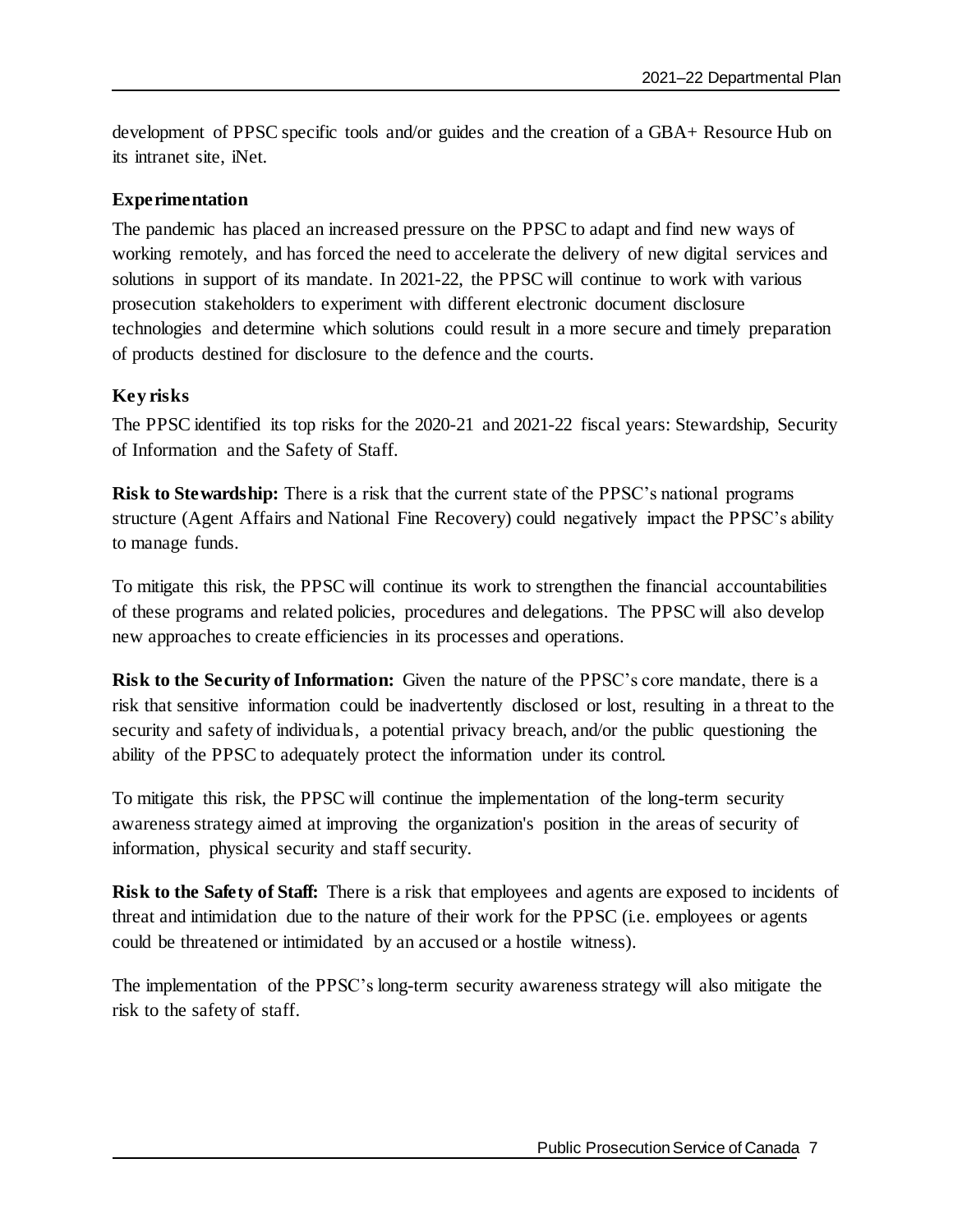development of PPSC specific tools and/or guides and the creation of a GBA+ Resource Hub on its intranet site, iNet.

### Experimentation

The pandemic has placed an increased pressure on the PPSC to adapt and find new ways of working remotely, and has forced the need to accelerate the delivery of new digital services and solutions in support of its mandate. In 2021-22, the PPSC will continue to work with various prosecution stakeholders to experiment with different electronic document disclosure technologies and determine which solutions could result in a more secure and timely preparation of products destined for disclosure to the defence and the courts.

### Key risks

The PPSC identified its top risks for the 2020-21 and 2021-22 fiscal years: Stewardship, Security of Information and the Safety of Staff.

**Risk to Stewardship:** There is a risk that the current state of the PPSC's national programs structure (Agent Affairs and National Fine Recovery) could negatively impact the PPSC's ability to manage funds.

To mitigate this risk, the PPSC will continue its work to strengthen the financial accountabilities of these programs and related policies, procedures and delegations. The PPSC will also develop new approaches to create efficiencies in its processes and operations.

**Risk to the Security of Information:** Given the nature of the PPSC's core mandate, there is a risk that sensitive information could be inadvertently disclosed or lost, resulting in a threat to the security and safety of individuals, a potential privacy breach, and/or the public questioning the ability of the PPSC to adequately protect the information under its control.

To mitigate this risk, the PPSC will continue the implementation of the long-term security awareness strategy aimed at improving the organization's position in the areas of security of information, physical security and staff security.

**Risk to the Safety of Staff:** There is a risk that employees and agents are exposed to incidents of threat and intimidation due to the nature of their work for the PPSC (i.e. employees or agents could be threatened or intimidated by an accused or a hostile witness).

The implementation of the PPSC's long-term security awareness strategy will also mitigate the risk to the safety of staff.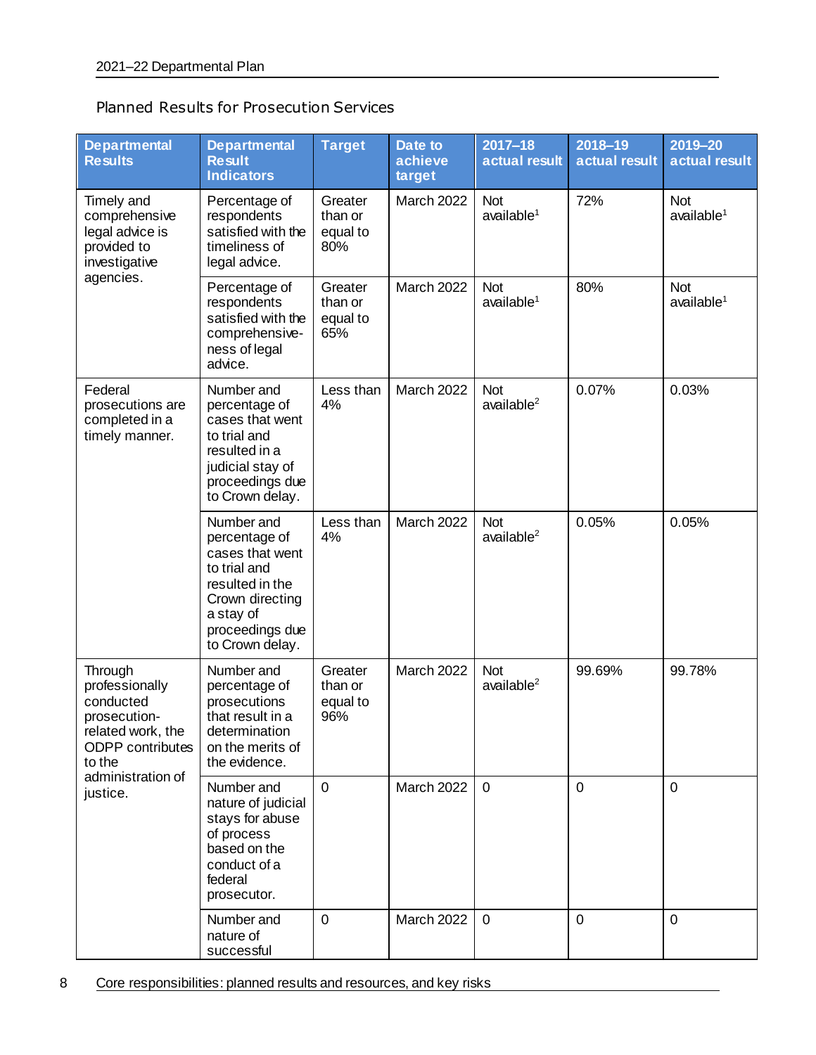Planned Results for Prosecution Services

| Departmental Results | Departmental Result Indicators | Target | Date to achieve target | 2017–18 actual result | 2018–19 actual result | 2019–20 actual result |
|---|---|---|---|---|---|---|
| Timely and comprehensive legal advice is provided to investigative agencies. | Percentage of respondents satisfied with the timeliness of legal advice. | Greater than or equal to 80% | March 2022 | Not available[1] | 72% | Not available[1] |
| | Percentage of respondents satisfied with the comprehensive-ness of legal advice. | Greater than or equal to 65% | March 2022 | Not available[1] | 80% | Not available[1] |
| Federal prosecutions are completed in a timely manner. | Number and percentage of cases that went to trial and resulted in a judicial stay of proceedings due to Crown delay. | Less than 4% | March 2022 | Not available[2] | 0.07% | 0.03% |
| | Number and percentage of cases that went to trial and resulted in the Crown directing a stay of proceedings due to Crown delay. | Less than 4% | March 2022 | Not available[2] | 0.05% | 0.05% |
| Through professionally conducted prosecution-related work, the ODPP contributes to the administration of justice. | Number and percentage of prosecutions that result in a determination on the merits of the evidence. | Greater than or equal to 96% | March 2022 | Not available[2] | 99.69% | 99.78% |
| | Number and nature of judicial stays for abuse of process based on the conduct of a federal prosecutor. | 0 | March 2022 | 0 | 0 | 0 |
| | Number and nature of successful | 0 | March 2022 | 0 | 0 | 0 |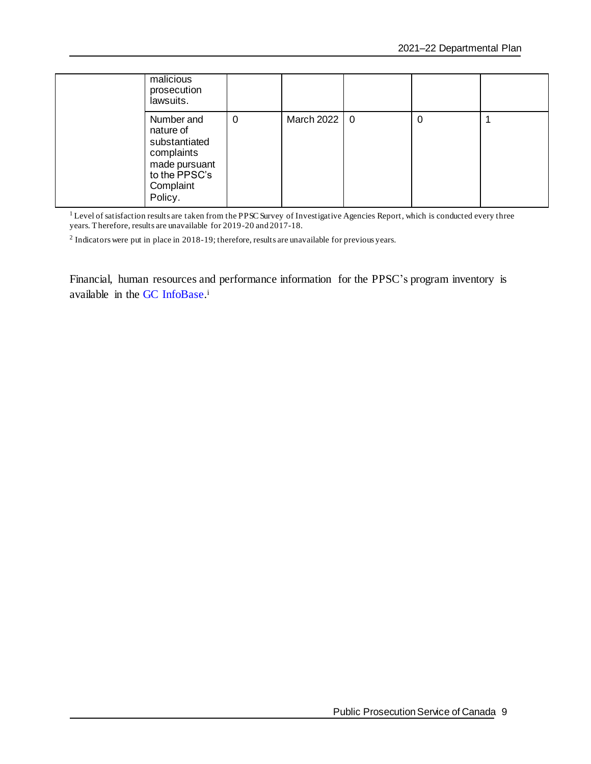| | | | | | | |
|---|---|---|---|---|---|---|
| | malicious prosecution lawsuits. | | | | | |
| | Number and nature of substantiated complaints made pursuant to the PPSC's Complaint Policy. | 0 | March 2022 | 0 | 0 | 1 |

[1] Level of satisfaction results are taken from the PPSC Survey of Investigative Agencies Report, which is conducted every three years. Therefore, results are unavailable for 2019-20 and 2017-18.

[2] Indicators were put in place in 2018-19; therefore, results are unavailable for previous years.

Financial, human resources and performance information for the PPSC's program inventory is available in the GC InfoBase.[i]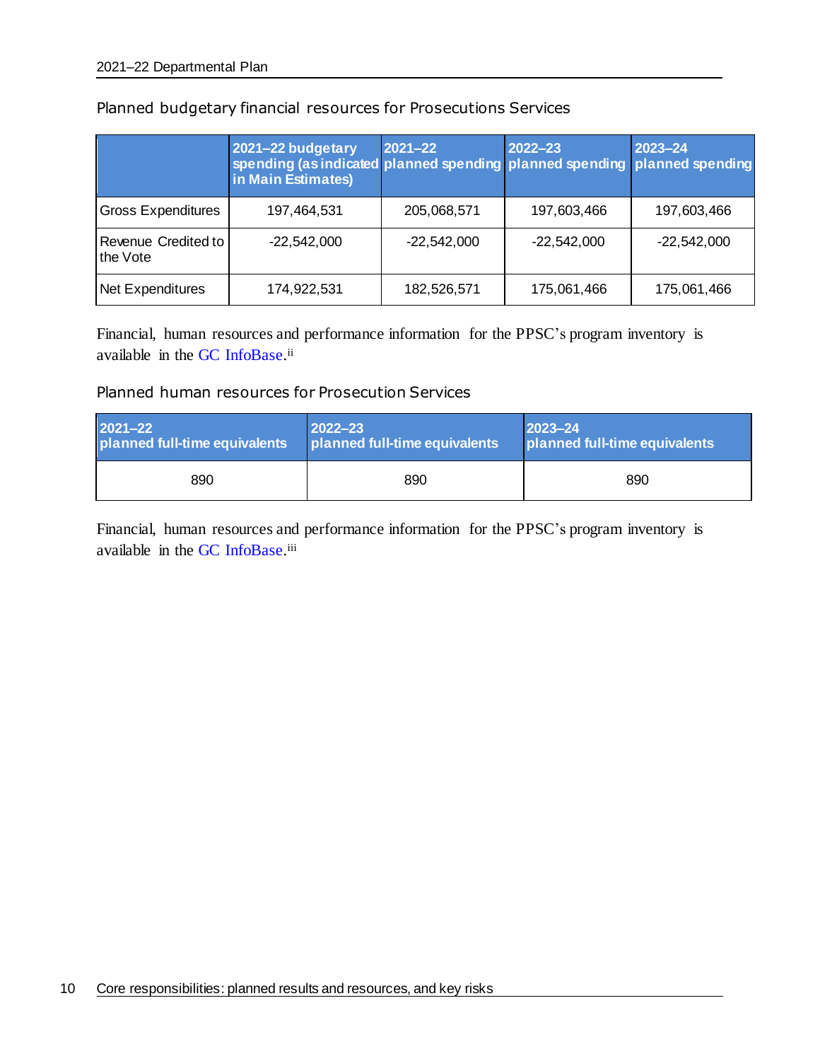### Planned budgetary financial resources for Prosecutions Services

| | 2021–22 budgetary spending (as indicated in Main Estimates) | 2021–22 planned spending | 2022–23 planned spending | 2023–24 planned spending |
|---|---|---|---|---|
| Gross Expenditures | 197,464,531 | 205,068,571 | 197,603,466 | 197,603,466 |
| Revenue Credited to the Vote | -22,542,000 | -22,542,000 | -22,542,000 | -22,542,000 |
| Net Expenditures | 174,922,531 | 182,526,571 | 175,061,466 | 175,061,466 |

Financial, human resources and performance information for the PPSC's program inventory is available in the GC InfoBase.[ii]

### Planned human resources for Prosecution Services

| 2021–22 planned full-time equivalents | 2022–23 planned full-time equivalents | 2023–24 planned full-time equivalents |
|---|---|---|
| 890 | 890 | 890 |

Financial, human resources and performance information for the PPSC's program inventory is available in the GC InfoBase.[iii]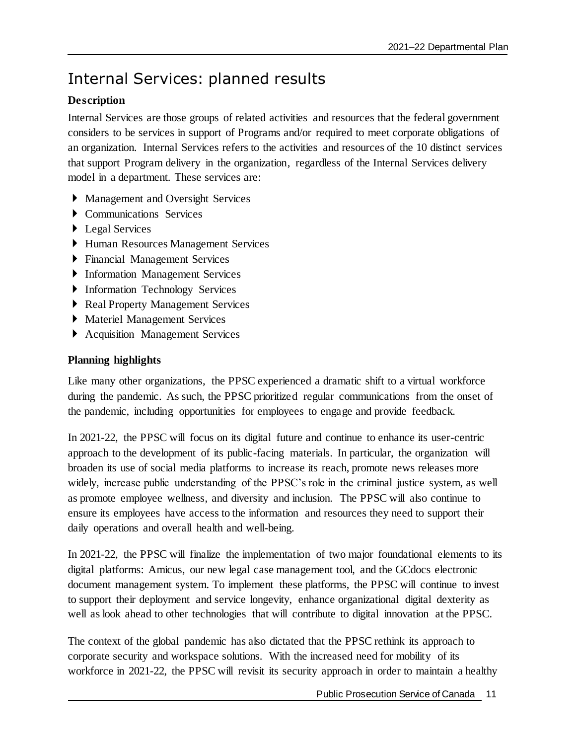# Internal Services: planned results

**Description**

Internal Services are those groups of related activities and resources that the federal government considers to be services in support of Programs and/or required to meet corporate obligations of an organization. Internal Services refers to the activities and resources of the 10 distinct services that support Program delivery in the organization, regardless of the Internal Services delivery model in a department. These services are:

- Management and Oversight Services
- Communications Services
- Legal Services
- Human Resources Management Services
- Financial Management Services
- Information Management Services
- Information Technology Services
- Real Property Management Services
- Materiel Management Services
- Acquisition Management Services

**Planning highlights**

Like many other organizations, the PPSC experienced a dramatic shift to a virtual workforce during the pandemic. As such, the PPSC prioritized regular communications from the onset of the pandemic, including opportunities for employees to engage and provide feedback.

In 2021-22, the PPSC will focus on its digital future and continue to enhance its user-centric approach to the development of its public-facing materials. In particular, the organization will broaden its use of social media platforms to increase its reach, promote news releases more widely, increase public understanding of the PPSC's role in the criminal justice system, as well as promote employee wellness, and diversity and inclusion. The PPSC will also continue to ensure its employees have access to the information and resources they need to support their daily operations and overall health and well-being.

In 2021-22, the PPSC will finalize the implementation of two major foundational elements to its digital platforms: Amicus, our new legal case management tool, and the GCdocs electronic document management system. To implement these platforms, the PPSC will continue to invest to support their deployment and service longevity, enhance organizational digital dexterity as well as look ahead to other technologies that will contribute to digital innovation at the PPSC.

The context of the global pandemic has also dictated that the PPSC rethink its approach to corporate security and workspace solutions. With the increased need for mobility of its workforce in 2021-22, the PPSC will revisit its security approach in order to maintain a healthy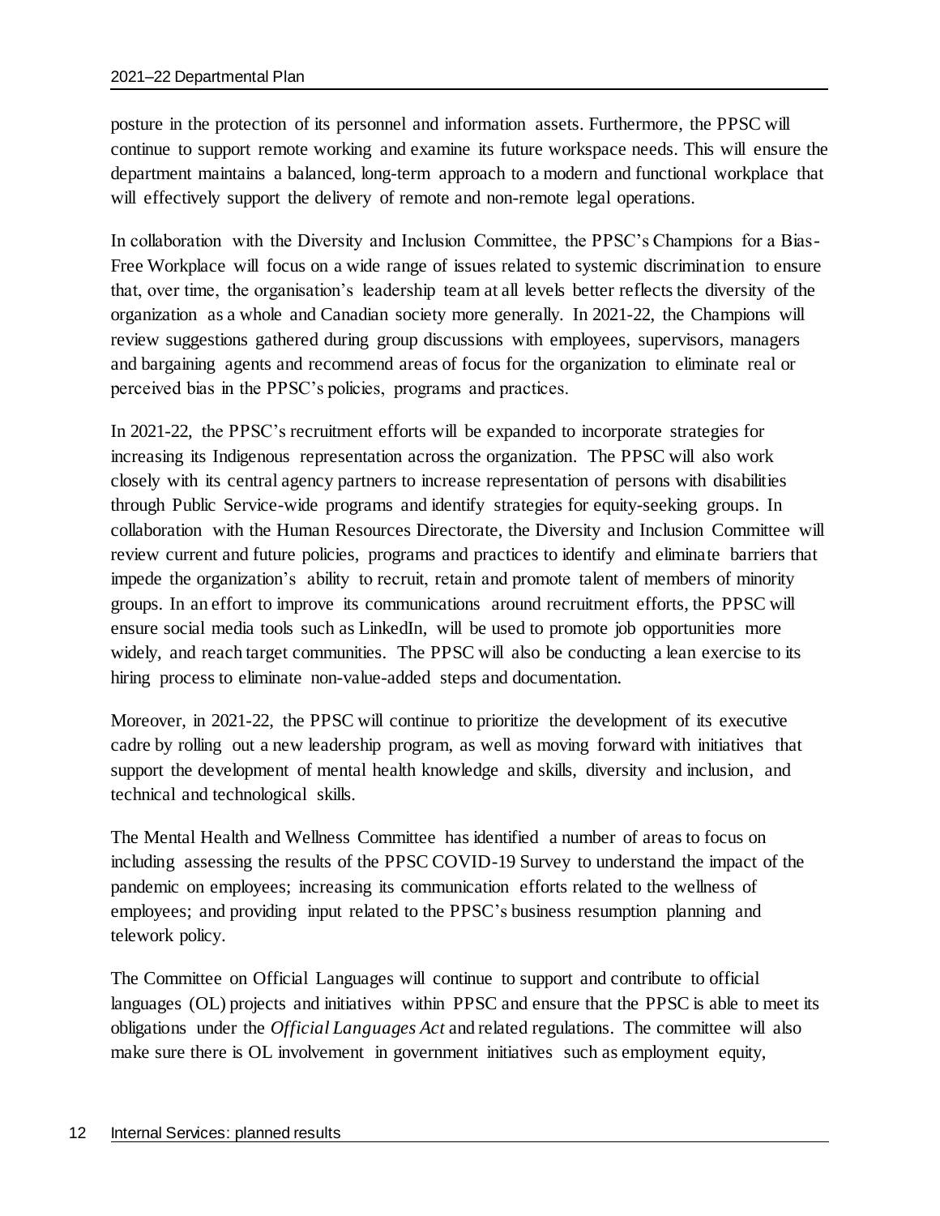posture in the protection of its personnel and information assets. Furthermore, the PPSC will continue to support remote working and examine its future workspace needs. This will ensure the department maintains a balanced, long-term approach to a modern and functional workplace that will effectively support the delivery of remote and non-remote legal operations.

In collaboration with the Diversity and Inclusion Committee, the PPSC's Champions for a Bias-Free Workplace will focus on a wide range of issues related to systemic discrimination to ensure that, over time, the organisation's leadership team at all levels better reflects the diversity of the organization as a whole and Canadian society more generally. In 2021-22, the Champions will review suggestions gathered during group discussions with employees, supervisors, managers and bargaining agents and recommend areas of focus for the organization to eliminate real or perceived bias in the PPSC's policies, programs and practices.

In 2021-22, the PPSC's recruitment efforts will be expanded to incorporate strategies for increasing its Indigenous representation across the organization. The PPSC will also work closely with its central agency partners to increase representation of persons with disabilities through Public Service-wide programs and identify strategies for equity-seeking groups. In collaboration with the Human Resources Directorate, the Diversity and Inclusion Committee will review current and future policies, programs and practices to identify and eliminate barriers that impede the organization's ability to recruit, retain and promote talent of members of minority groups. In an effort to improve its communications around recruitment efforts, the PPSC will ensure social media tools such as LinkedIn, will be used to promote job opportunities more widely, and reach target communities. The PPSC will also be conducting a lean exercise to its hiring process to eliminate non-value-added steps and documentation.

Moreover, in 2021-22, the PPSC will continue to prioritize the development of its executive cadre by rolling out a new leadership program, as well as moving forward with initiatives that support the development of mental health knowledge and skills, diversity and inclusion, and technical and technological skills.

The Mental Health and Wellness Committee has identified a number of areas to focus on including assessing the results of the PPSC COVID-19 Survey to understand the impact of the pandemic on employees; increasing its communication efforts related to the wellness of employees; and providing input related to the PPSC's business resumption planning and telework policy.

The Committee on Official Languages will continue to support and contribute to official languages (OL) projects and initiatives within PPSC and ensure that the PPSC is able to meet its obligations under the *Official Languages Act* and related regulations. The committee will also make sure there is OL involvement in government initiatives such as employment equity,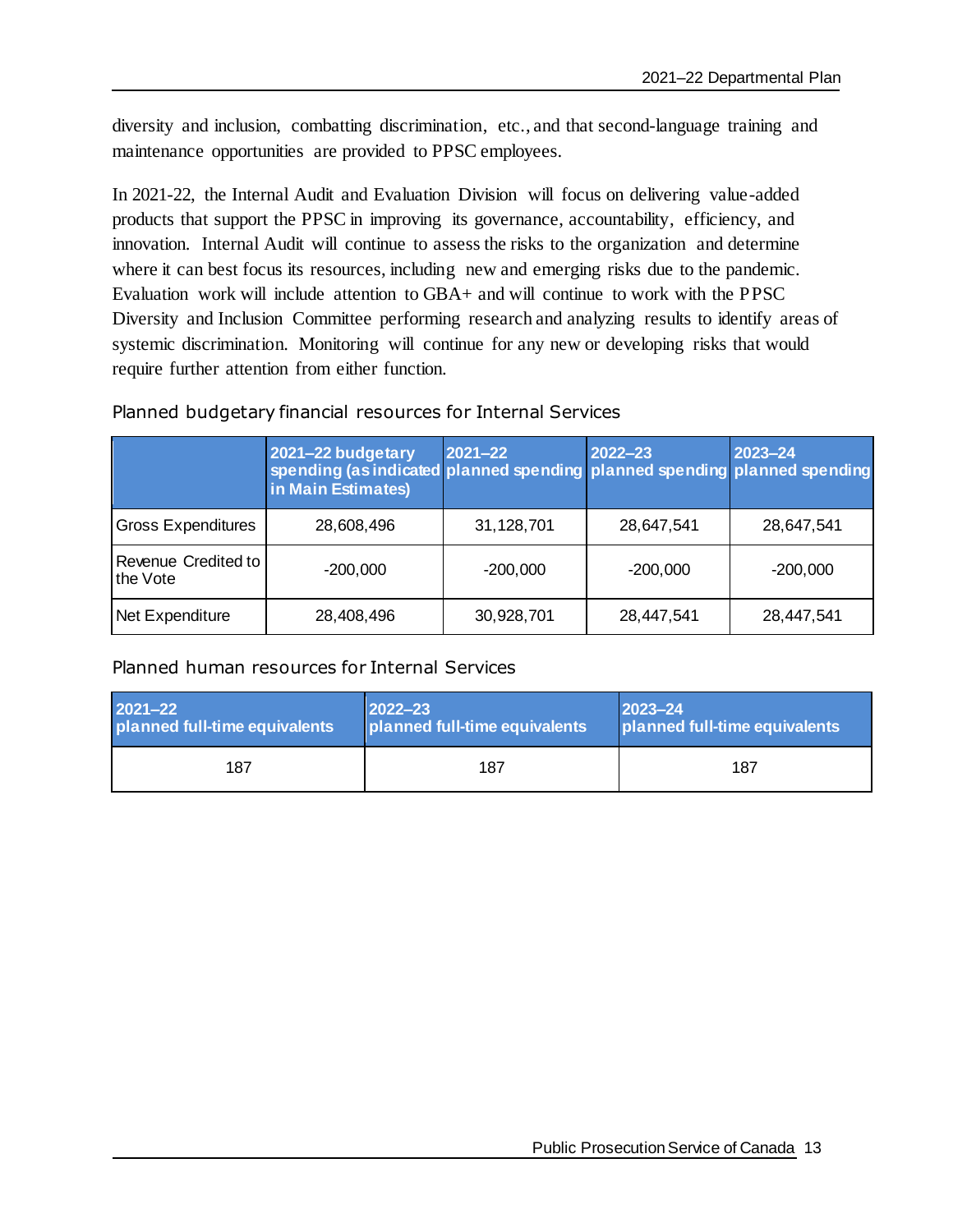diversity and inclusion, combatting discrimination, etc., and that second-language training and maintenance opportunities are provided to PPSC employees.

In 2021-22, the Internal Audit and Evaluation Division will focus on delivering value-added products that support the PPSC in improving its governance, accountability, efficiency, and innovation. Internal Audit will continue to assess the risks to the organization and determine where it can best focus its resources, including new and emerging risks due to the pandemic. Evaluation work will include attention to GBA+ and will continue to work with the PPSC Diversity and Inclusion Committee performing research and analyzing results to identify areas of systemic discrimination. Monitoring will continue for any new or developing risks that would require further attention from either function.

### Planned budgetary financial resources for Internal Services

| | 2021–22 budgetary spending (as indicated in Main Estimates) | 2021–22 planned spending | 2022–23 planned spending | 2023–24 planned spending |
|---|---|---|---|---|
| Gross Expenditures | 28,608,496 | 31,128,701 | 28,647,541 | 28,647,541 |
| Revenue Credited to the Vote | -200,000 | -200,000 | -200,000 | -200,000 |
| Net Expenditure | 28,408,496 | 30,928,701 | 28,447,541 | 28,447,541 |

### Planned human resources for Internal Services

| 2021–22 planned full-time equivalents | 2022–23 planned full-time equivalents | 2023–24 planned full-time equivalents |
|---|---|---|
| 187 | 187 | 187 |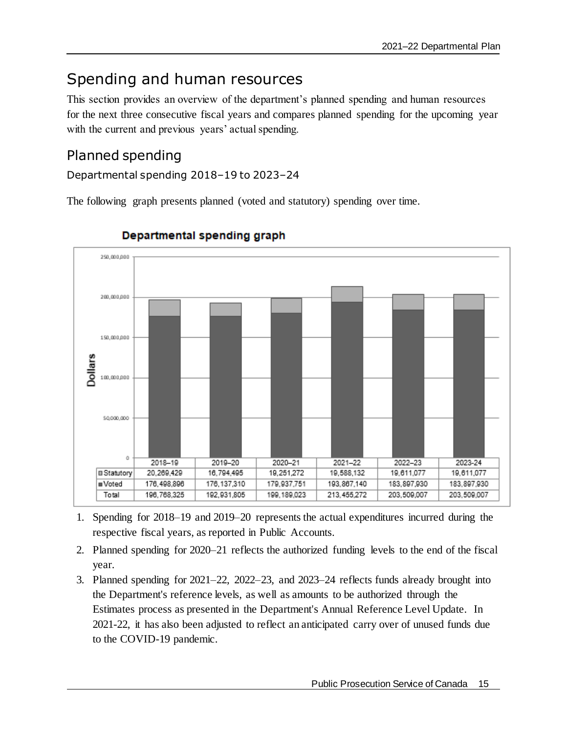# Spending and human resources

This section provides an overview of the department's planned spending and human resources for the next three consecutive fiscal years and compares planned spending for the upcoming year with the current and previous years' actual spending.

## Planned spending

### Departmental spending 2018–19 to 2023–24

The following graph presents planned (voted and statutory) spending over time.

**Departmental spending graph**

| | 2018–19 | 2019–20 | 2020–21 | 2021–22 | 2022–23 | 2023-24 |
|---|---|---|---|---|---|---|
| Statutory | 20,269,429 | 16,794,495 | 19,251,272 | 19,588,132 | 19,611,077 | 19,611,077 |
| Voted | 176,498,896 | 176,137,310 | 179,937,751 | 193,867,140 | 183,897,930 | 183,897,930 |
| Total | 196,768,325 | 192,931,805 | 199,189,023 | 213,455,272 | 203,509,007 | 203,509,007 |

1. Spending for 2018–19 and 2019–20 represents the actual expenditures incurred during the respective fiscal years, as reported in Public Accounts.
2. Planned spending for 2020–21 reflects the authorized funding levels to the end of the fiscal year.
3. Planned spending for 2021–22, 2022–23, and 2023–24 reflects funds already brought into the Department's reference levels, as well as amounts to be authorized through the Estimates process as presented in the Department's Annual Reference Level Update. In 2021-22, it has also been adjusted to reflect an anticipated carry over of unused funds due to the COVID-19 pandemic.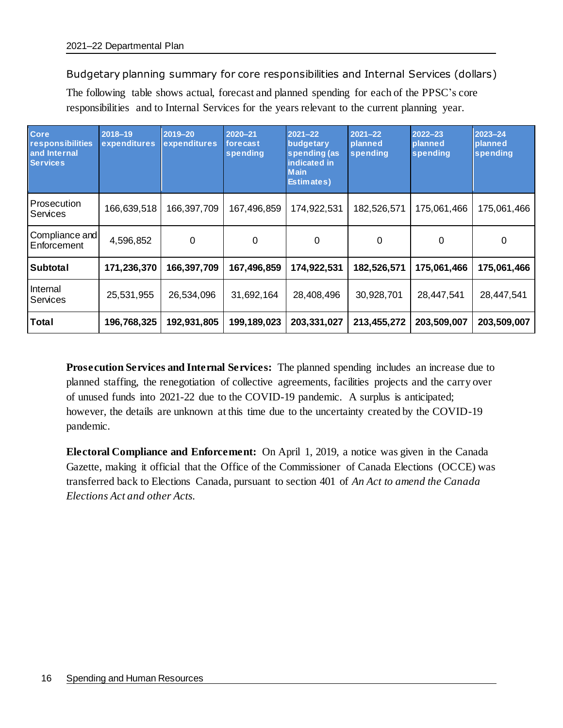### Budgetary planning summary for core responsibilities and Internal Services (dollars)

The following table shows actual, forecast and planned spending for each of the PPSC's core responsibilities and to Internal Services for the years relevant to the current planning year.

| Core responsibilities and Internal Services | 2018–19 expenditures | 2019–20 expenditures | 2020–21 forecast spending | 2021–22 budgetary spending (as indicated in Main Estimates) | 2021–22 planned spending | 2022–23 planned spending | 2023–24 planned spending |
|---|---|---|---|---|---|---|---|
| Prosecution Services | 166,639,518 | 166,397,709 | 167,496,859 | 174,922,531 | 182,526,571 | 175,061,466 | 175,061,466 |
| Compliance and Enforcement | 4,596,852 | 0 | 0 | 0 | 0 | 0 | 0 |
| **Subtotal** | **171,236,370** | **166,397,709** | **167,496,859** | **174,922,531** | **182,526,571** | **175,061,466** | **175,061,466** |
| Internal Services | 25,531,955 | 26,534,096 | 31,692,164 | 28,408,496 | 30,928,701 | 28,447,541 | 28,447,541 |
| **Total** | **196,768,325** | **192,931,805** | **199,189,023** | **203,331,027** | **213,455,272** | **203,509,007** | **203,509,007** |

**Prosecution Services and Internal Services:** The planned spending includes an increase due to planned staffing, the renegotiation of collective agreements, facilities projects and the carry over of unused funds into 2021-22 due to the COVID-19 pandemic. A surplus is anticipated; however, the details are unknown at this time due to the uncertainty created by the COVID-19 pandemic.

**Electoral Compliance and Enforcement:** On April 1, 2019, a notice was given in the Canada Gazette, making it official that the Office of the Commissioner of Canada Elections (OCCE) was transferred back to Elections Canada, pursuant to section 401 of *An Act to amend the Canada Elections Act and other Acts.*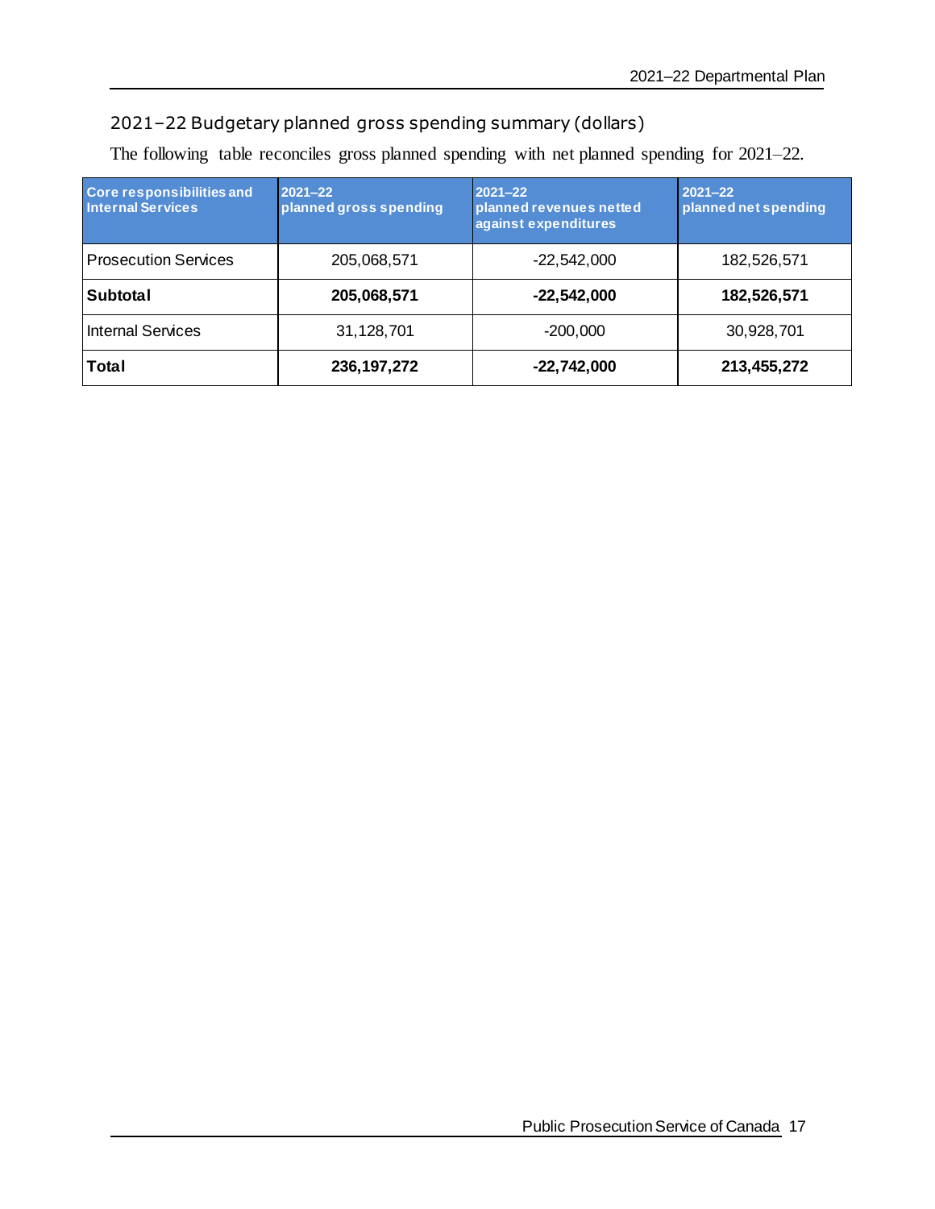## 2021–22 Budgetary planned gross spending summary (dollars)

The following table reconciles gross planned spending with net planned spending for 2021–22.

| Core responsibilities and Internal Services | 2021–22 planned gross spending | 2021–22 planned revenues netted against expenditures | 2021–22 planned net spending |
|---|---|---|---|
| Prosecution Services | 205,068,571 | -22,542,000 | 182,526,571 |
| **Subtotal** | **205,068,571** | **-22,542,000** | **182,526,571** |
| Internal Services | 31,128,701 | -200,000 | 30,928,701 |
| **Total** | **236,197,272** | **-22,742,000** | **213,455,272** |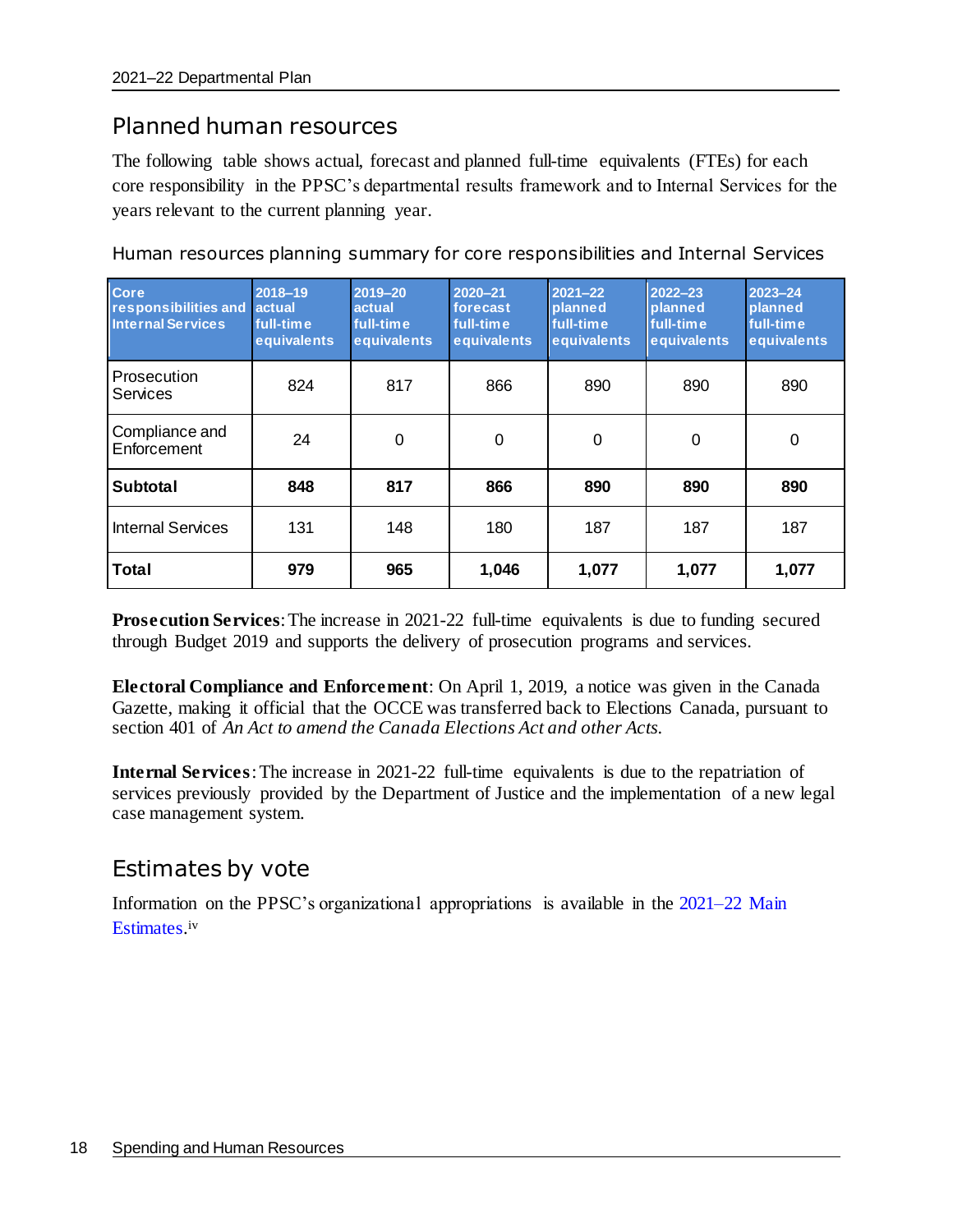## Planned human resources

The following table shows actual, forecast and planned full-time equivalents (FTEs) for each core responsibility in the PPSC's departmental results framework and to Internal Services for the years relevant to the current planning year.

Human resources planning summary for core responsibilities and Internal Services

| Core responsibilities and Internal Services | 2018–19 actual full-time equivalents | 2019–20 actual full-time equivalents | 2020–21 forecast full-time equivalents | 2021–22 planned full-time equivalents | 2022–23 planned full-time equivalents | 2023–24 planned full-time equivalents |
|---|---|---|---|---|---|---|
| Prosecution Services | 824 | 817 | 866 | 890 | 890 | 890 |
| Compliance and Enforcement | 24 | 0 | 0 | 0 | 0 | 0 |
| **Subtotal** | **848** | **817** | **866** | **890** | **890** | **890** |
| Internal Services | 131 | 148 | 180 | 187 | 187 | 187 |
| **Total** | **979** | **965** | **1,046** | **1,077** | **1,077** | **1,077** |

**Prosecution Services**: The increase in 2021-22 full-time equivalents is due to funding secured through Budget 2019 and supports the delivery of prosecution programs and services.

**Electoral Compliance and Enforcement**: On April 1, 2019, a notice was given in the Canada Gazette, making it official that the OCCE was transferred back to Elections Canada, pursuant to section 401 of *An Act to amend the Canada Elections Act and other Acts.*

**Internal Services**: The increase in 2021-22 full-time equivalents is due to the repatriation of services previously provided by the Department of Justice and the implementation of a new legal case management system.

## Estimates by vote

Information on the PPSC's organizational appropriations is available in the 2021–22 Main Estimates.[iv]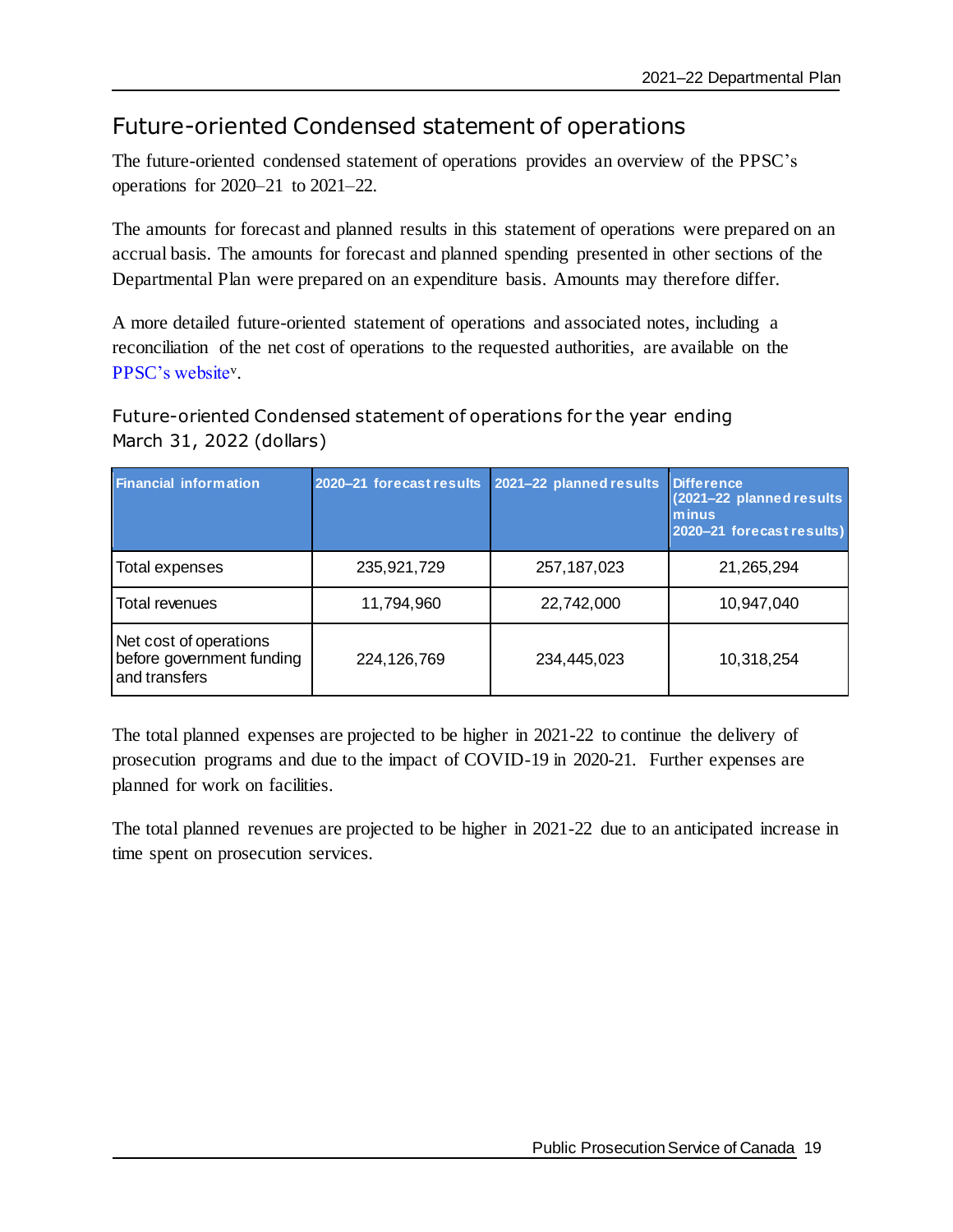## Future-oriented Condensed statement of operations

The future-oriented condensed statement of operations provides an overview of the PPSC's operations for 2020–21 to 2021–22.

The amounts for forecast and planned results in this statement of operations were prepared on an accrual basis. The amounts for forecast and planned spending presented in other sections of the Departmental Plan were prepared on an expenditure basis. Amounts may therefore differ.

A more detailed future-oriented statement of operations and associated notes, including a reconciliation of the net cost of operations to the requested authorities, are available on the PPSC's website[v].

### Future-oriented Condensed statement of operations for the year ending March 31, 2022 (dollars)

| Financial information | 2020–21 forecast results | 2021–22 planned results | Difference (2021–22 planned results minus 2020–21 forecast results) |
| --- | --- | --- | --- |
| Total expenses | 235,921,729 | 257,187,023 | 21,265,294 |
| Total revenues | 11,794,960 | 22,742,000 | 10,947,040 |
| Net cost of operations before government funding and transfers | 224,126,769 | 234,445,023 | 10,318,254 |

The total planned expenses are projected to be higher in 2021-22 to continue the delivery of prosecution programs and due to the impact of COVID-19 in 2020-21. Further expenses are planned for work on facilities.

The total planned revenues are projected to be higher in 2021-22 due to an anticipated increase in time spent on prosecution services.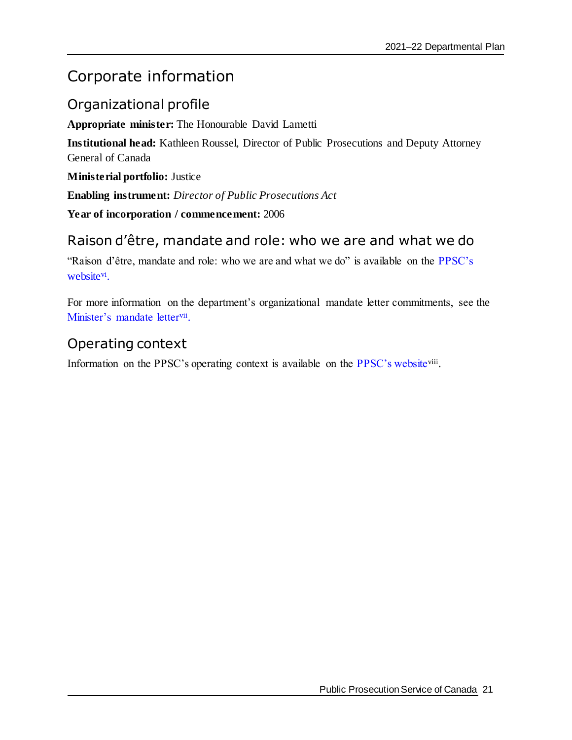# Corporate information

## Organizational profile

**Appropriate minister:** The Honourable David Lametti

**Institutional head:** Kathleen Roussel, Director of Public Prosecutions and Deputy Attorney General of Canada

**Ministerial portfolio:** Justice

**Enabling instrument:** *Director of Public Prosecutions Act*

**Year of incorporation / commencement:** 2006

## Raison d'être, mandate and role: who we are and what we do

"Raison d'être, mandate and role: who we are and what we do" is available on the PPSC's website[vi].

For more information on the department's organizational mandate letter commitments, see the Minister's mandate letter[vii].

## Operating context

Information on the PPSC's operating context is available on the PPSC's website[viii].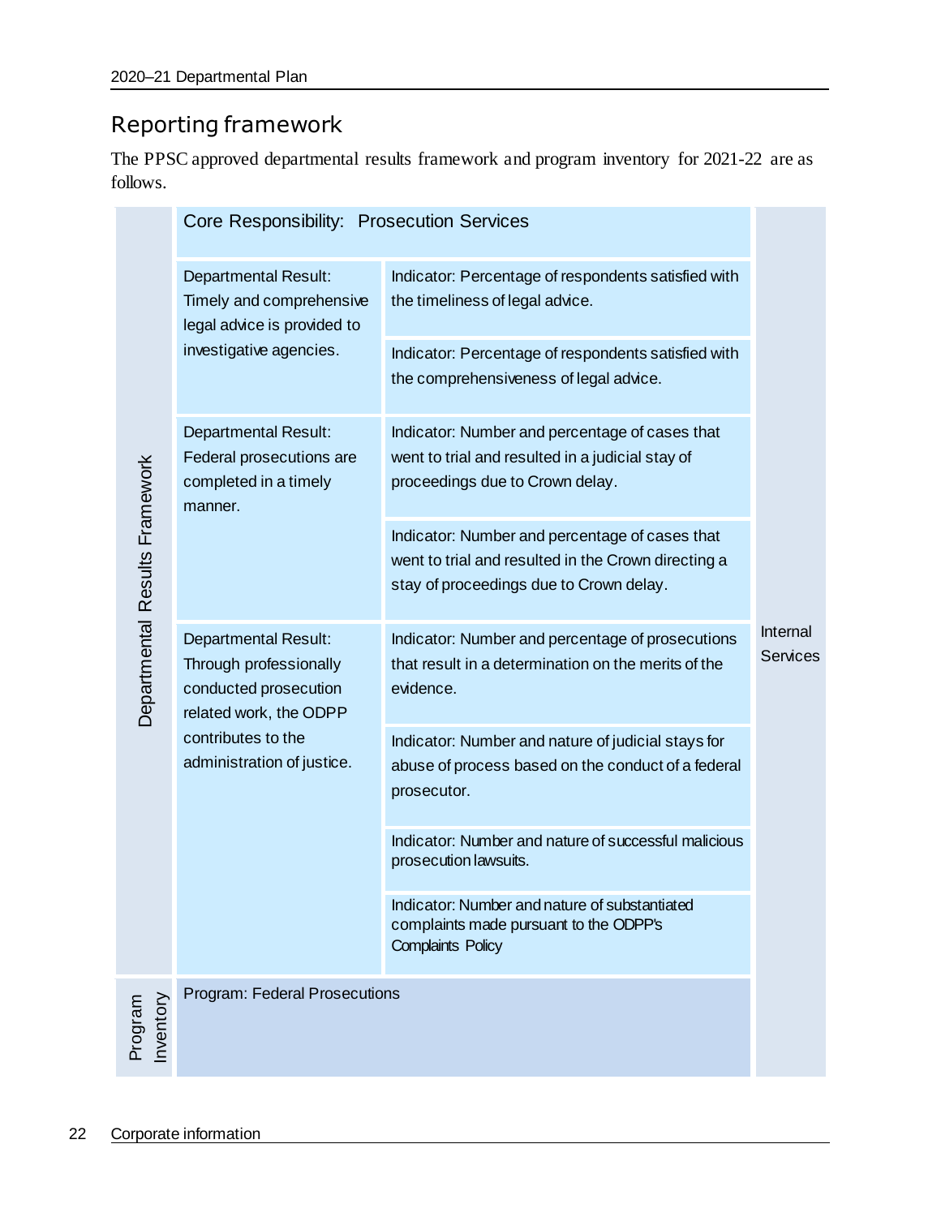## Reporting framework

The PPSC approved departmental results framework and program inventory for 2021-22 are as follows.

| Departmental Results Framework | Core Responsibility: Prosecution Services | | Internal Services |
|---|---|---|---|
| | Departmental Result: Timely and comprehensive legal advice is provided to investigative agencies. | Indicator: Percentage of respondents satisfied with the timeliness of legal advice. | |
| | | Indicator: Percentage of respondents satisfied with the comprehensiveness of legal advice. | |
| | Departmental Result: Federal prosecutions are completed in a timely manner. | Indicator: Number and percentage of cases that went to trial and resulted in a judicial stay of proceedings due to Crown delay. | |
| | | Indicator: Number and percentage of cases that went to trial and resulted in the Crown directing a stay of proceedings due to Crown delay. | |
| | Departmental Result: Through professionally conducted prosecution related work, the ODPP contributes to the administration of justice. | Indicator: Number and percentage of prosecutions that result in a determination on the merits of the evidence. | |
| | | Indicator: Number and nature of judicial stays for abuse of process based on the conduct of a federal prosecutor. | |
| | | Indicator: Number and nature of successful malicious prosecution lawsuits. | |
| | | Indicator: Number and nature of substantiated complaints made pursuant to the ODPP's Complaints Policy | |
| Program Inventory | Program: Federal Prosecutions | | |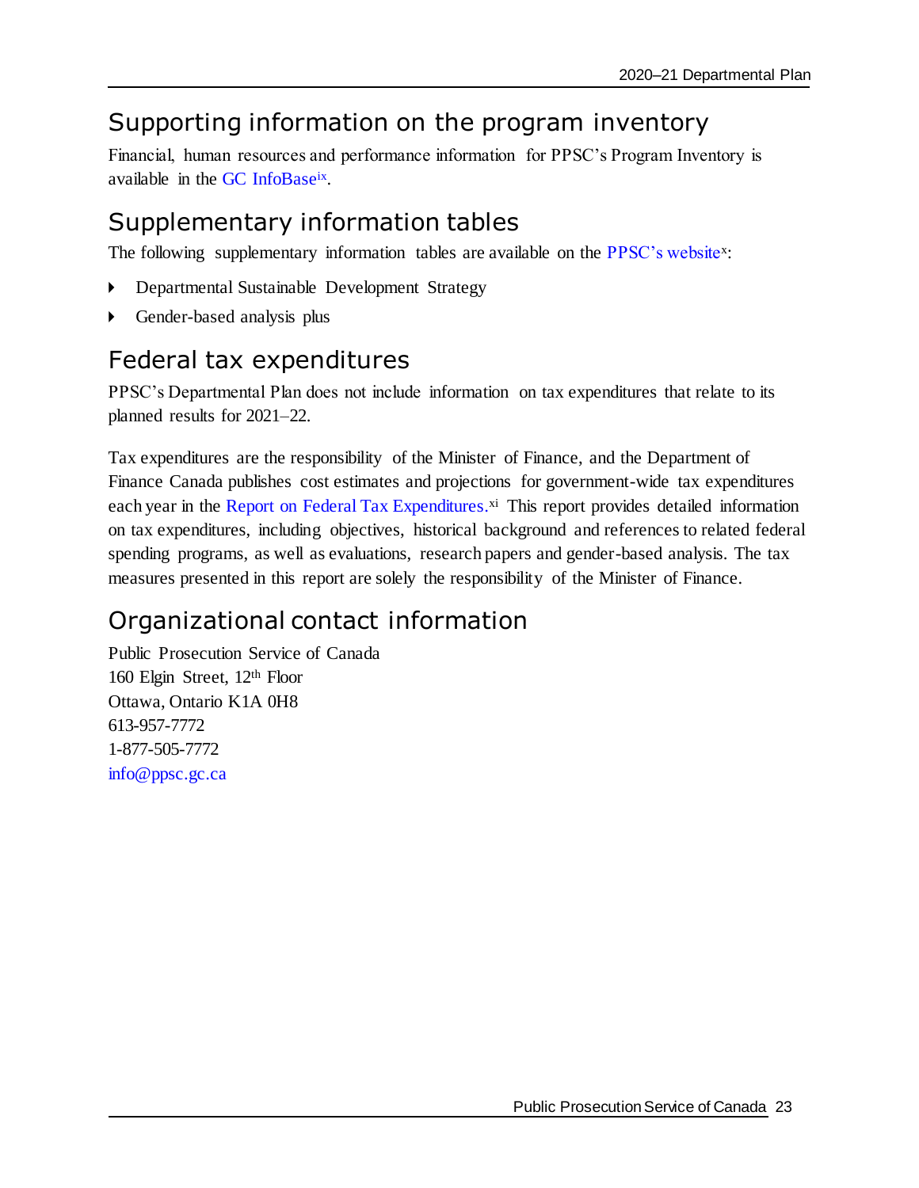## Supporting information on the program inventory

Financial, human resources and performance information for PPSC's Program Inventory is available in the GC InfoBase[ix].

## Supplementary information tables

The following supplementary information tables are available on the PPSC's website[x]:

- Departmental Sustainable Development Strategy
- Gender-based analysis plus

## Federal tax expenditures

PPSC's Departmental Plan does not include information on tax expenditures that relate to its planned results for 2021–22.

Tax expenditures are the responsibility of the Minister of Finance, and the Department of Finance Canada publishes cost estimates and projections for government-wide tax expenditures each year in the Report on Federal Tax Expenditures.[xi] This report provides detailed information on tax expenditures, including objectives, historical background and references to related federal spending programs, as well as evaluations, research papers and gender-based analysis. The tax measures presented in this report are solely the responsibility of the Minister of Finance.

## Organizational contact information

Public Prosecution Service of Canada
160 Elgin Street, 12th Floor
Ottawa, Ontario K1A 0H8
613-957-7772
1-877-505-7772
info@ppsc.gc.ca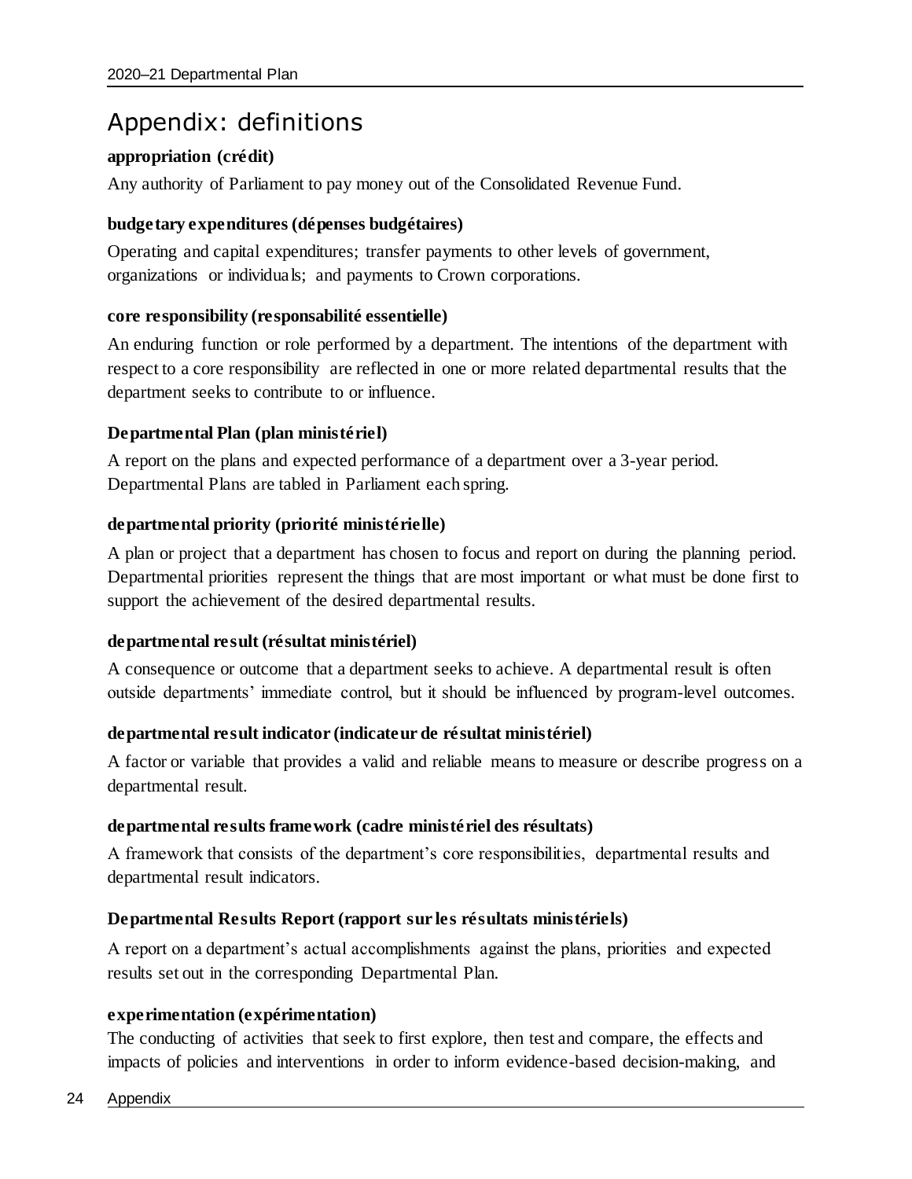# Appendix: definitions

**appropriation (crédit)**

Any authority of Parliament to pay money out of the Consolidated Revenue Fund.

**budgetary expenditures (dépenses budgétaires)**

Operating and capital expenditures; transfer payments to other levels of government, organizations or individuals; and payments to Crown corporations.

**core responsibility (responsabilité essentielle)**

An enduring function or role performed by a department. The intentions of the department with respect to a core responsibility are reflected in one or more related departmental results that the department seeks to contribute to or influence.

**Departmental Plan (plan ministériel)**

A report on the plans and expected performance of a department over a 3-year period. Departmental Plans are tabled in Parliament each spring.

**departmental priority (priorité ministérielle)**

A plan or project that a department has chosen to focus and report on during the planning period. Departmental priorities represent the things that are most important or what must be done first to support the achievement of the desired departmental results.

**departmental result (résultat ministériel)**

A consequence or outcome that a department seeks to achieve. A departmental result is often outside departments' immediate control, but it should be influenced by program-level outcomes.

**departmental result indicator (indicateur de résultat ministériel)**

A factor or variable that provides a valid and reliable means to measure or describe progress on a departmental result.

**departmental results framework (cadre ministériel des résultats)**

A framework that consists of the department's core responsibilities, departmental results and departmental result indicators.

**Departmental Results Report (rapport sur les résultats ministériels)**

A report on a department's actual accomplishments against the plans, priorities and expected results set out in the corresponding Departmental Plan.

**experimentation (expérimentation)**

The conducting of activities that seek to first explore, then test and compare, the effects and impacts of policies and interventions in order to inform evidence-based decision-making, and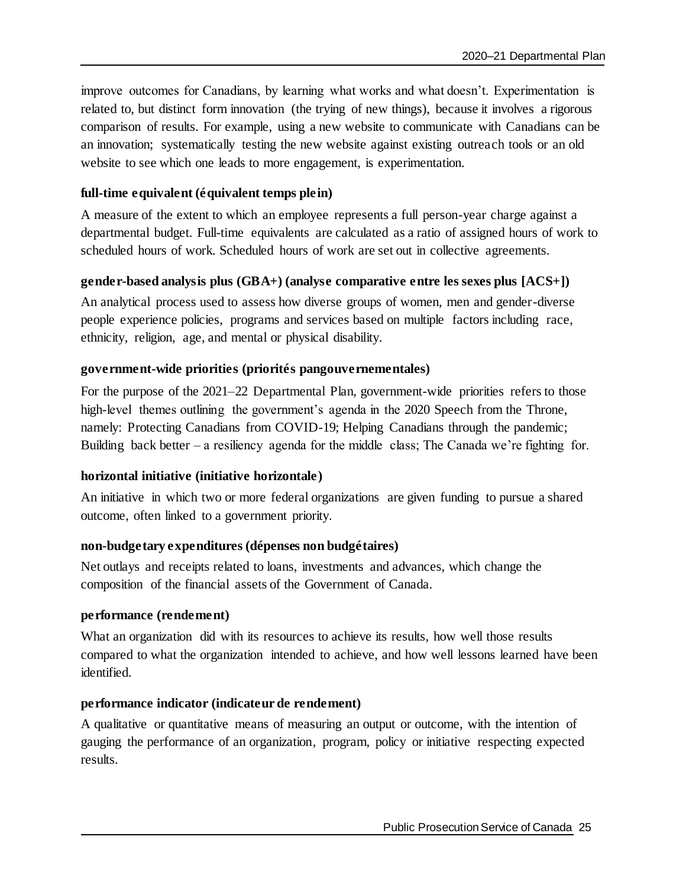improve outcomes for Canadians, by learning what works and what doesn't. Experimentation is related to, but distinct form innovation (the trying of new things), because it involves a rigorous comparison of results. For example, using a new website to communicate with Canadians can be an innovation; systematically testing the new website against existing outreach tools or an old website to see which one leads to more engagement, is experimentation.

**full-time equivalent (équivalent temps plein)**

A measure of the extent to which an employee represents a full person-year charge against a departmental budget. Full-time equivalents are calculated as a ratio of assigned hours of work to scheduled hours of work. Scheduled hours of work are set out in collective agreements.

**gender-based analysis plus (GBA+) (analyse comparative entre les sexes plus [ACS+])**

An analytical process used to assess how diverse groups of women, men and gender-diverse people experience policies, programs and services based on multiple factors including race, ethnicity, religion, age, and mental or physical disability.

**government-wide priorities (priorités pangouvernementales)**

For the purpose of the 2021–22 Departmental Plan, government-wide priorities refers to those high-level themes outlining the government's agenda in the 2020 Speech from the Throne, namely: Protecting Canadians from COVID-19; Helping Canadians through the pandemic; Building back better – a resiliency agenda for the middle class; The Canada we're fighting for.

**horizontal initiative (initiative horizontale)**

An initiative in which two or more federal organizations are given funding to pursue a shared outcome, often linked to a government priority.

**non-budgetary expenditures (dépenses non budgétaires)**

Net outlays and receipts related to loans, investments and advances, which change the composition of the financial assets of the Government of Canada.

**performance (rendement)**

What an organization did with its resources to achieve its results, how well those results compared to what the organization intended to achieve, and how well lessons learned have been identified.

**performance indicator (indicateur de rendement)**

A qualitative or quantitative means of measuring an output or outcome, with the intention of gauging the performance of an organization, program, policy or initiative respecting expected results.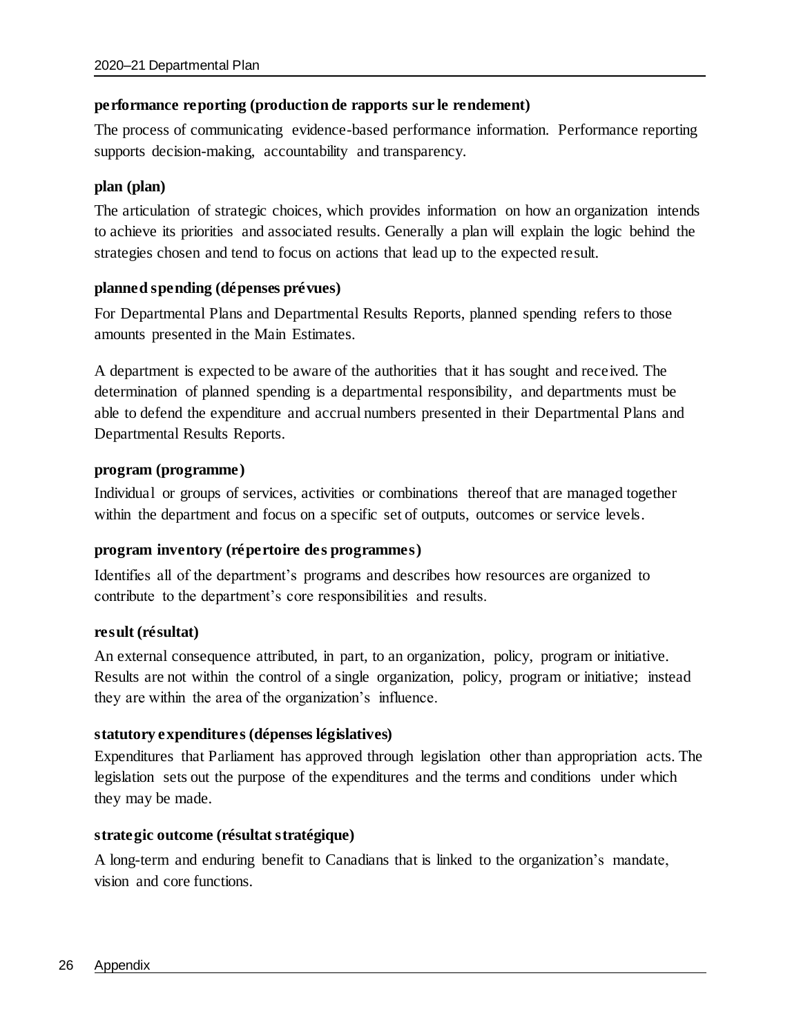**performance reporting (production de rapports sur le rendement)**

The process of communicating evidence-based performance information. Performance reporting supports decision-making, accountability and transparency.

**plan (plan)**

The articulation of strategic choices, which provides information on how an organization intends to achieve its priorities and associated results. Generally a plan will explain the logic behind the strategies chosen and tend to focus on actions that lead up to the expected result.

**planned spending (dépenses prévues)**

For Departmental Plans and Departmental Results Reports, planned spending refers to those amounts presented in the Main Estimates.

A department is expected to be aware of the authorities that it has sought and received. The determination of planned spending is a departmental responsibility, and departments must be able to defend the expenditure and accrual numbers presented in their Departmental Plans and Departmental Results Reports.

**program (programme)**

Individual or groups of services, activities or combinations thereof that are managed together within the department and focus on a specific set of outputs, outcomes or service levels.

**program inventory (répertoire des programmes)**

Identifies all of the department's programs and describes how resources are organized to contribute to the department's core responsibilities and results.

**result (résultat)**

An external consequence attributed, in part, to an organization, policy, program or initiative. Results are not within the control of a single organization, policy, program or initiative; instead they are within the area of the organization's influence.

**statutory expenditures (dépenses législatives)**

Expenditures that Parliament has approved through legislation other than appropriation acts. The legislation sets out the purpose of the expenditures and the terms and conditions under which they may be made.

**strategic outcome (résultat stratégique)**

A long-term and enduring benefit to Canadians that is linked to the organization's mandate, vision and core functions.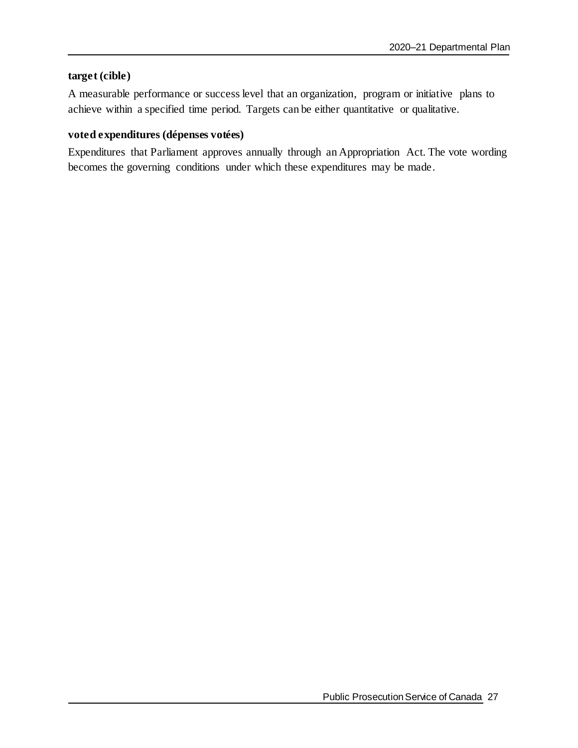**target (cible)**

A measurable performance or success level that an organization, program or initiative plans to achieve within a specified time period. Targets can be either quantitative or qualitative.

**voted expenditures (dépenses votées)**

Expenditures that Parliament approves annually through an Appropriation Act. The vote wording becomes the governing conditions under which these expenditures may be made.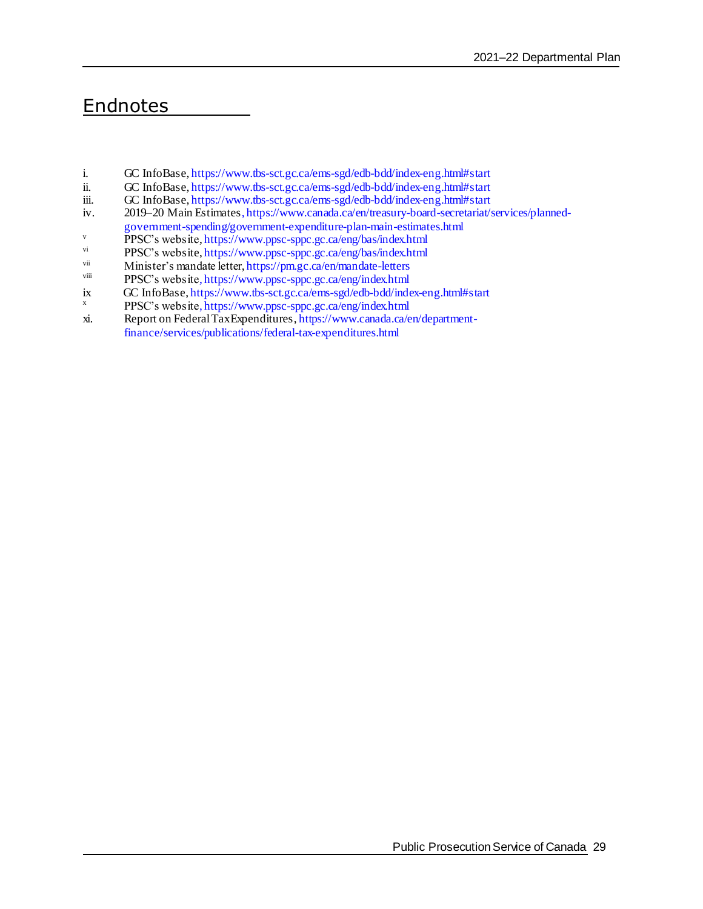# Endnotes

i. GC InfoBase, https://www.tbs-sct.gc.ca/ems-sgd/edb-bdd/index-eng.html#start
ii. GC InfoBase, https://www.tbs-sct.gc.ca/ems-sgd/edb-bdd/index-eng.html#start
iii. GC InfoBase, https://www.tbs-sct.gc.ca/ems-sgd/edb-bdd/index-eng.html#start
iv. 2019–20 Main Estimates, https://www.canada.ca/en/treasury-board-secretariat/services/planned-government-spending/government-expenditure-plan-main-estimates.html
v PPSC's website, https://www.ppsc-sppc.gc.ca/eng/bas/index.html
vi PPSC's website, https://www.ppsc-sppc.gc.ca/eng/bas/index.html
vii Minister's mandate letter, https://pm.gc.ca/en/mandate-letters
viii PPSC's website, https://www.ppsc-sppc.gc.ca/eng/index.html
ix GC InfoBase, https://www.tbs-sct.gc.ca/ems-sgd/edb-bdd/index-eng.html#start
x PPSC's website, https://www.ppsc-sppc.gc.ca/eng/index.html
xi. Report on Federal Tax Expenditures, https://www.canada.ca/en/department-finance/services/publications/federal-tax-expenditures.html